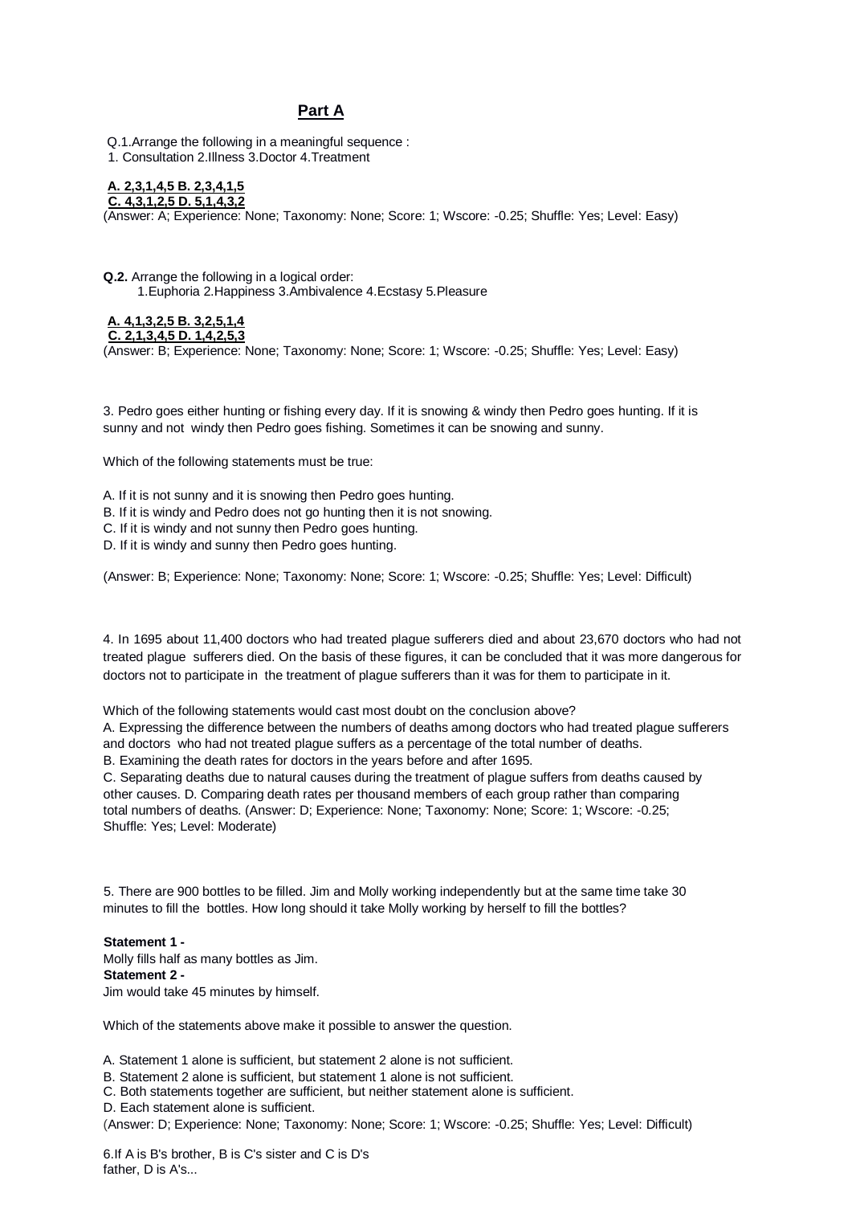## Part A

Q.1.Arrange the following in a meaningful sequence :
1. Consultation 2.Illness 3.Doctor 4.Treatment

**A. 2,3,1,4,5 B. 2,3,4,1,5**
**C. 4,3,1,2,5 D. 5,1,4,3,2**
(Answer: A; Experience: None; Taxonomy: None; Score: 1; Wscore: -0.25; Shuffle: Yes; Level: Easy)

**Q.2.** Arrange the following in a logical order:
1.Euphoria 2.Happiness 3.Ambivalence 4.Ecstasy 5.Pleasure

**A. 4,1,3,2,5 B. 3,2,5,1,4**
**C. 2,1,3,4,5 D. 1,4,2,5,3**
(Answer: B; Experience: None; Taxonomy: None; Score: 1; Wscore: -0.25; Shuffle: Yes; Level: Easy)

3. Pedro goes either hunting or fishing every day. If it is snowing & windy then Pedro goes hunting. If it is sunny and not windy then Pedro goes fishing. Sometimes it can be snowing and sunny.

Which of the following statements must be true:

A. If it is not sunny and it is snowing then Pedro goes hunting.
B. If it is windy and Pedro does not go hunting then it is not snowing.
C. If it is windy and not sunny then Pedro goes hunting.
D. If it is windy and sunny then Pedro goes hunting.

(Answer: B; Experience: None; Taxonomy: None; Score: 1; Wscore: -0.25; Shuffle: Yes; Level: Difficult)

4. In 1695 about 11,400 doctors who had treated plague sufferers died and about 23,670 doctors who had not treated plague sufferers died. On the basis of these figures, it can be concluded that it was more dangerous for doctors not to participate in the treatment of plague sufferers than it was for them to participate in it.

Which of the following statements would cast most doubt on the conclusion above?
A. Expressing the difference between the numbers of deaths among doctors who had treated plague sufferers and doctors who had not treated plague suffers as a percentage of the total number of deaths.
B. Examining the death rates for doctors in the years before and after 1695.
C. Separating deaths due to natural causes during the treatment of plague suffers from deaths caused by other causes. D. Comparing death rates per thousand members of each group rather than comparing total numbers of deaths. (Answer: D; Experience: None; Taxonomy: None; Score: 1; Wscore: -0.25; Shuffle: Yes; Level: Moderate)

5. There are 900 bottles to be filled. Jim and Molly working independently but at the same time take 30 minutes to fill the bottles. How long should it take Molly working by herself to fill the bottles?

**Statement 1 -**
Molly fills half as many bottles as Jim.
**Statement 2 -**
Jim would take 45 minutes by himself.

Which of the statements above make it possible to answer the question.

A. Statement 1 alone is sufficient, but statement 2 alone is not sufficient.
B. Statement 2 alone is sufficient, but statement 1 alone is not sufficient.
C. Both statements together are sufficient, but neither statement alone is sufficient.
D. Each statement alone is sufficient.
(Answer: D; Experience: None; Taxonomy: None; Score: 1; Wscore: -0.25; Shuffle: Yes; Level: Difficult)

6.If A is B's brother, B is C's sister and C is D's father, D is A's...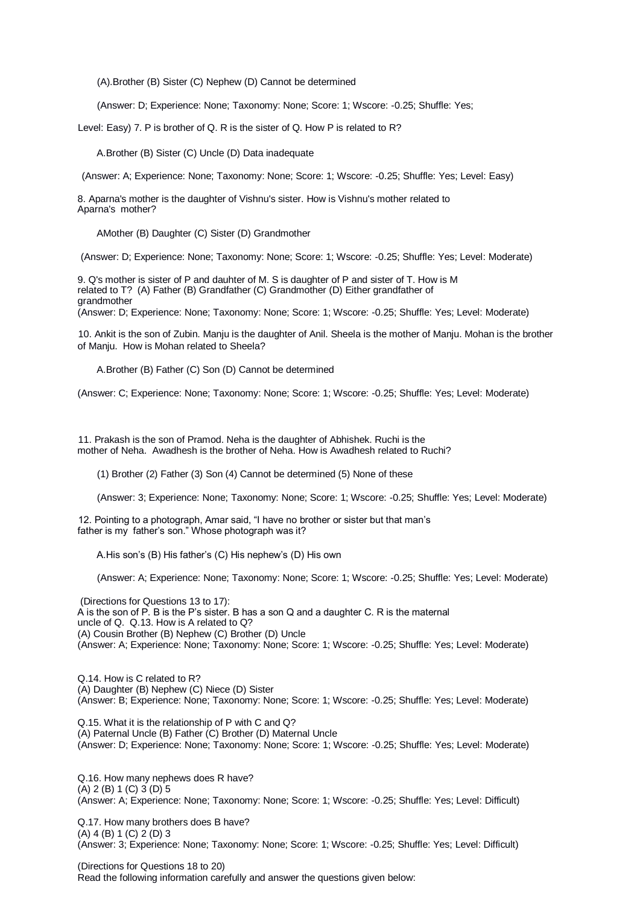(A).Brother (B) Sister (C) Nephew (D) Cannot be determined

(Answer: D; Experience: None; Taxonomy: None; Score: 1; Wscore: -0.25; Shuffle: Yes;

Level: Easy) 7. P is brother of Q. R is the sister of Q. How P is related to R?

A.Brother (B) Sister (C) Uncle (D) Data inadequate

(Answer: A; Experience: None; Taxonomy: None; Score: 1; Wscore: -0.25; Shuffle: Yes; Level: Easy)

8. Aparna's mother is the daughter of Vishnu's sister. How is Vishnu's mother related to Aparna's mother?

AMother (B) Daughter (C) Sister (D) Grandmother

(Answer: D; Experience: None; Taxonomy: None; Score: 1; Wscore: -0.25; Shuffle: Yes; Level: Moderate)

9. Q's mother is sister of P and dauhter of M. S is daughter of P and sister of T. How is M related to T? (A) Father (B) Grandfather (C) Grandmother (D) Either grandfather of grandmother
(Answer: D; Experience: None; Taxonomy: None; Score: 1; Wscore: -0.25; Shuffle: Yes; Level: Moderate)

10. Ankit is the son of Zubin. Manju is the daughter of Anil. Sheela is the mother of Manju. Mohan is the brother of Manju. How is Mohan related to Sheela?

A.Brother (B) Father (C) Son (D) Cannot be determined

(Answer: C; Experience: None; Taxonomy: None; Score: 1; Wscore: -0.25; Shuffle: Yes; Level: Moderate)

11. Prakash is the son of Pramod. Neha is the daughter of Abhishek. Ruchi is the mother of Neha. Awadhesh is the brother of Neha. How is Awadhesh related to Ruchi?

(1) Brother (2) Father (3) Son (4) Cannot be determined (5) None of these

(Answer: 3; Experience: None; Taxonomy: None; Score: 1; Wscore: -0.25; Shuffle: Yes; Level: Moderate)

12. Pointing to a photograph, Amar said, "I have no brother or sister but that man's father is my father's son." Whose photograph was it?

A.His son's (B) His father's (C) His nephew's (D) His own

(Answer: A; Experience: None; Taxonomy: None; Score: 1; Wscore: -0.25; Shuffle: Yes; Level: Moderate)

(Directions for Questions 13 to 17):
A is the son of P. B is the P's sister. B has a son Q and a daughter C. R is the maternal uncle of Q. Q.13. How is A related to Q?
(A) Cousin Brother (B) Nephew (C) Brother (D) Uncle
(Answer: A; Experience: None; Taxonomy: None; Score: 1; Wscore: -0.25; Shuffle: Yes; Level: Moderate)

Q.14. How is C related to R?
(A) Daughter (B) Nephew (C) Niece (D) Sister
(Answer: B; Experience: None; Taxonomy: None; Score: 1; Wscore: -0.25; Shuffle: Yes; Level: Moderate)

Q.15. What it is the relationship of P with C and Q?
(A) Paternal Uncle (B) Father (C) Brother (D) Maternal Uncle
(Answer: D; Experience: None; Taxonomy: None; Score: 1; Wscore: -0.25; Shuffle: Yes; Level: Moderate)

Q.16. How many nephews does R have?
(A) 2 (B) 1 (C) 3 (D) 5
(Answer: A; Experience: None; Taxonomy: None; Score: 1; Wscore: -0.25; Shuffle: Yes; Level: Difficult)

Q.17. How many brothers does B have?
(A) 4 (B) 1 (C) 2 (D) 3
(Answer: 3; Experience: None; Taxonomy: None; Score: 1; Wscore: -0.25; Shuffle: Yes; Level: Difficult)

(Directions for Questions 18 to 20)
Read the following information carefully and answer the questions given below: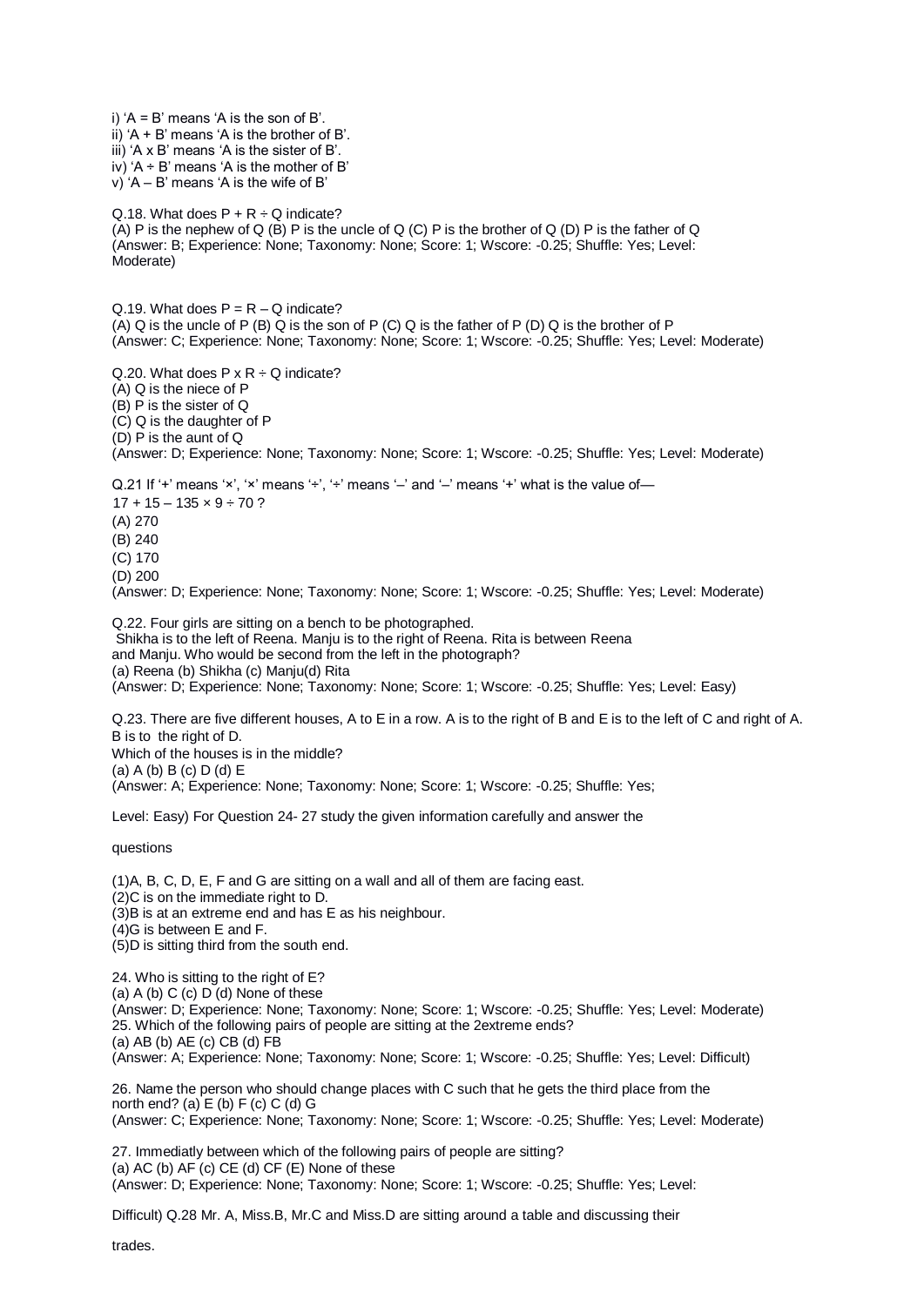i) 'A = B' means 'A is the son of B'.
ii) 'A + B' means 'A is the brother of B'.
iii) 'A x B' means 'A is the sister of B'.
iv) 'A ÷ B' means 'A is the mother of B'
v) 'A – B' means 'A is the wife of B'

Q.18. What does P + R ÷ Q indicate?
(A) P is the nephew of Q (B) P is the uncle of Q (C) P is the brother of Q (D) P is the father of Q
(Answer: B; Experience: None; Taxonomy: None; Score: 1; Wscore: -0.25; Shuffle: Yes; Level: Moderate)

Q.19. What does P = R – Q indicate?
(A) Q is the uncle of P (B) Q is the son of P (C) Q is the father of P (D) Q is the brother of P
(Answer: C; Experience: None; Taxonomy: None; Score: 1; Wscore: -0.25; Shuffle: Yes; Level: Moderate)

Q.20. What does P x R ÷ Q indicate?
(A) Q is the niece of P
(B) P is the sister of Q
(C) Q is the daughter of P
(D) P is the aunt of Q
(Answer: D; Experience: None; Taxonomy: None; Score: 1; Wscore: -0.25; Shuffle: Yes; Level: Moderate)

Q.21 If '+' means '×', '×' means '÷', '÷' means '–' and '–' means '+' what is the value of—
17 + 15 – 135 × 9 ÷ 70 ?
(A) 270
(B) 240
(C) 170
(D) 200
(Answer: D; Experience: None; Taxonomy: None; Score: 1; Wscore: -0.25; Shuffle: Yes; Level: Moderate)

Q.22. Four girls are sitting on a bench to be photographed.
Shikha is to the left of Reena. Manju is to the right of Reena. Rita is between Reena and Manju. Who would be second from the left in the photograph?
(a) Reena (b) Shikha (c) Manju(d) Rita
(Answer: D; Experience: None; Taxonomy: None; Score: 1; Wscore: -0.25; Shuffle: Yes; Level: Easy)

Q.23. There are five different houses, A to E in a row. A is to the right of B and E is to the left of C and right of A. B is to the right of D.
Which of the houses is in the middle?
(a) A (b) B (c) D (d) E
(Answer: A; Experience: None; Taxonomy: None; Score: 1; Wscore: -0.25; Shuffle: Yes;

Level: Easy) For Question 24- 27 study the given information carefully and answer the

questions

(1)A, B, C, D, E, F and G are sitting on a wall and all of them are facing east.
(2)C is on the immediate right to D.
(3)B is at an extreme end and has E as his neighbour.
(4)G is between E and F.
(5)D is sitting third from the south end.

24. Who is sitting to the right of E?
(a) A (b) C (c) D (d) None of these
(Answer: D; Experience: None; Taxonomy: None; Score: 1; Wscore: -0.25; Shuffle: Yes; Level: Moderate)
25. Which of the following pairs of people are sitting at the 2extreme ends?
(a) AB (b) AE (c) CB (d) FB
(Answer: A; Experience: None; Taxonomy: None; Score: 1; Wscore: -0.25; Shuffle: Yes; Level: Difficult)

26. Name the person who should change places with C such that he gets the third place from the north end? (a) E (b) F (c) C (d) G
(Answer: C; Experience: None; Taxonomy: None; Score: 1; Wscore: -0.25; Shuffle: Yes; Level: Moderate)

27. Immediatly between which of the following pairs of people are sitting?
(a) AC (b) AF (c) CE (d) CF (E) None of these
(Answer: D; Experience: None; Taxonomy: None; Score: 1; Wscore: -0.25; Shuffle: Yes; Level:

Difficult) Q.28 Mr. A, Miss.B, Mr.C and Miss.D are sitting around a table and discussing their

trades.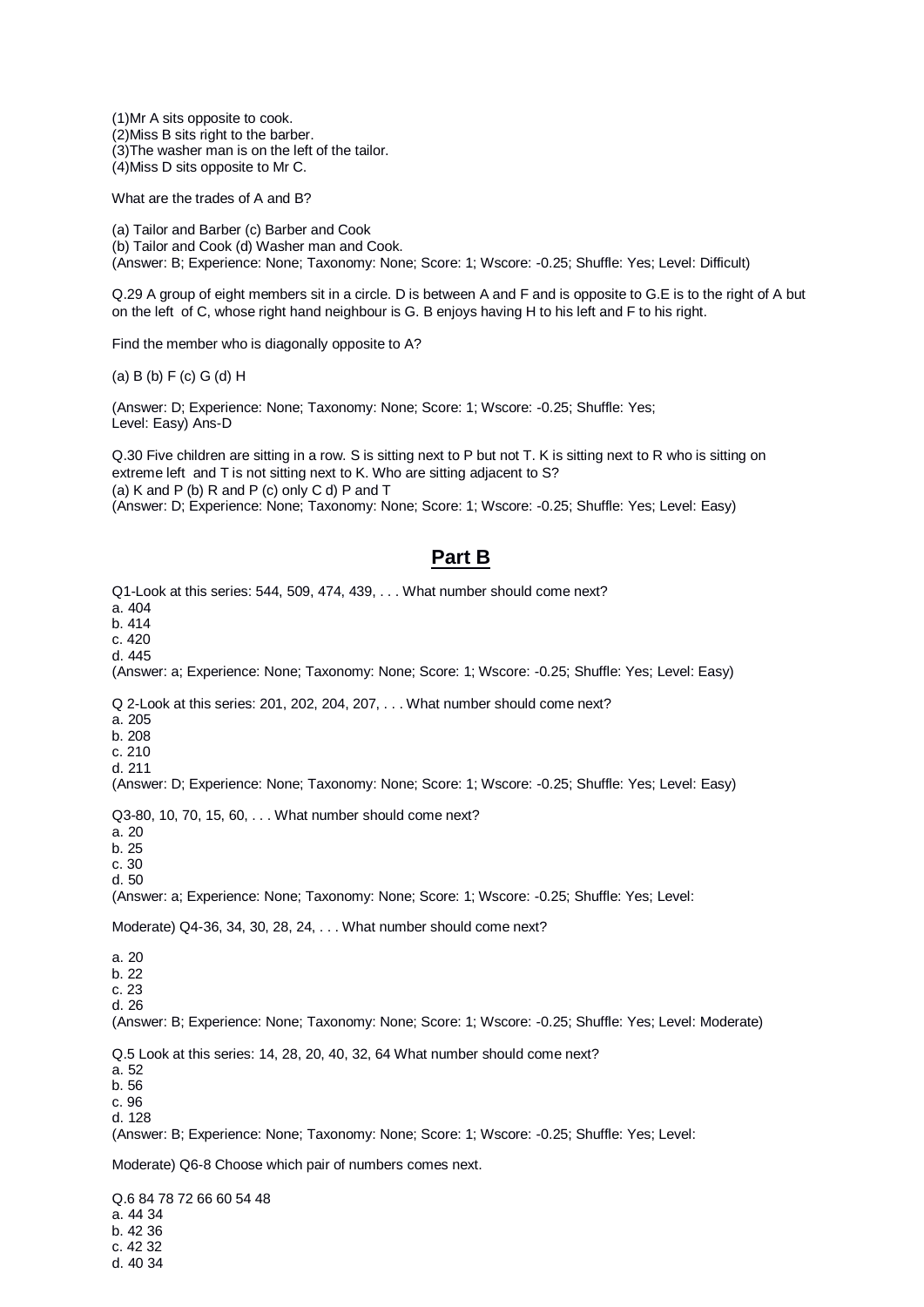(1)Mr A sits opposite to cook.
(2)Miss B sits right to the barber.
(3)The washer man is on the left of the tailor.
(4)Miss D sits opposite to Mr C.

What are the trades of A and B?

(a) Tailor and Barber (c) Barber and Cook
(b) Tailor and Cook (d) Washer man and Cook.
(Answer: B; Experience: None; Taxonomy: None; Score: 1; Wscore: -0.25; Shuffle: Yes; Level: Difficult)

Q.29 A group of eight members sit in a circle. D is between A and F and is opposite to G.E is to the right of A but on the left of C, whose right hand neighbour is G. B enjoys having H to his left and F to his right.

Find the member who is diagonally opposite to A?

(a) B (b) F (c) G (d) H

(Answer: D; Experience: None; Taxonomy: None; Score: 1; Wscore: -0.25; Shuffle: Yes;
Level: Easy) Ans-D

Q.30 Five children are sitting in a row. S is sitting next to P but not T. K is sitting next to R who is sitting on extreme left and T is not sitting next to K. Who are sitting adjacent to S?
(a) K and P (b) R and P (c) only C d) P and T
(Answer: D; Experience: None; Taxonomy: None; Score: 1; Wscore: -0.25; Shuffle: Yes; Level: Easy)

## Part B

Q1-Look at this series: 544, 509, 474, 439, . . . What number should come next?
a. 404
b. 414
c. 420
d. 445
(Answer: a; Experience: None; Taxonomy: None; Score: 1; Wscore: -0.25; Shuffle: Yes; Level: Easy)

Q 2-Look at this series: 201, 202, 204, 207, . . . What number should come next?
a. 205
b. 208
c. 210
d. 211
(Answer: D; Experience: None; Taxonomy: None; Score: 1; Wscore: -0.25; Shuffle: Yes; Level: Easy)

Q3-80, 10, 70, 15, 60, . . . What number should come next?
a. 20
b. 25
c. 30
d. 50
(Answer: a; Experience: None; Taxonomy: None; Score: 1; Wscore: -0.25; Shuffle: Yes; Level:

Moderate) Q4-36, 34, 30, 28, 24, . . . What number should come next?

a. 20
b. 22
c. 23
d. 26
(Answer: B; Experience: None; Taxonomy: None; Score: 1; Wscore: -0.25; Shuffle: Yes; Level: Moderate)

Q.5 Look at this series: 14, 28, 20, 40, 32, 64 What number should come next?
a. 52
b. 56
c. 96
d. 128
(Answer: B; Experience: None; Taxonomy: None; Score: 1; Wscore: -0.25; Shuffle: Yes; Level:

Moderate) Q6-8 Choose which pair of numbers comes next.

Q.6 84 78 72 66 60 54 48
a. 44 34
b. 42 36
c. 42 32
d. 40 34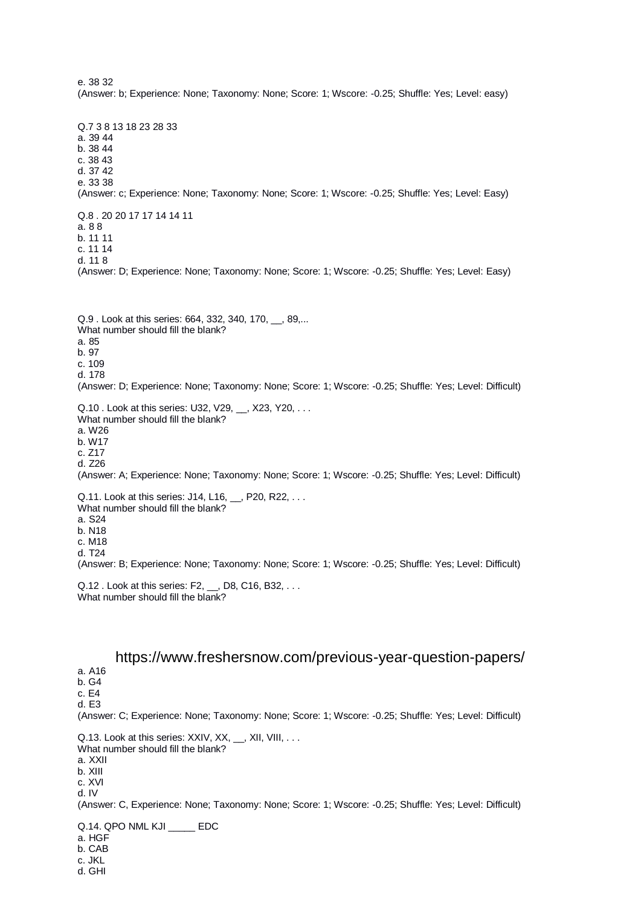e. 38 32
(Answer: b; Experience: None; Taxonomy: None; Score: 1; Wscore: -0.25; Shuffle: Yes; Level: easy)

Q.7 3 8 13 18 23 28 33
a. 39 44
b. 38 44
c. 38 43
d. 37 42
e. 33 38
(Answer: c; Experience: None; Taxonomy: None; Score: 1; Wscore: -0.25; Shuffle: Yes; Level: Easy)

Q.8 . 20 20 17 17 14 14 11
a. 8 8
b. 11 11
c. 11 14
d. 11 8
(Answer: D; Experience: None; Taxonomy: None; Score: 1; Wscore: -0.25; Shuffle: Yes; Level: Easy)

Q.9 . Look at this series: 664, 332, 340, 170, __, 89,...
What number should fill the blank?
a. 85
b. 97
c. 109
d. 178
(Answer: D; Experience: None; Taxonomy: None; Score: 1; Wscore: -0.25; Shuffle: Yes; Level: Difficult)

Q.10 . Look at this series: U32, V29, __, X23, Y20, . . .
What number should fill the blank?
a. W26
b. W17
c. Z17
d. Z26
(Answer: A; Experience: None; Taxonomy: None; Score: 1; Wscore: -0.25; Shuffle: Yes; Level: Difficult)

Q.11. Look at this series: J14, L16, __, P20, R22, . . .
What number should fill the blank?
a. S24
b. N18
c. M18
d. T24
(Answer: B; Experience: None; Taxonomy: None; Score: 1; Wscore: -0.25; Shuffle: Yes; Level: Difficult)

Q.12 . Look at this series: F2, __, D8, C16, B32, . . .
What number should fill the blank?

https://www.freshersnow.com/previous-year-question-papers/

a. A16
b. G4
c. E4
d. E3
(Answer: C; Experience: None; Taxonomy: None; Score: 1; Wscore: -0.25; Shuffle: Yes; Level: Difficult)

Q.13. Look at this series: XXIV, XX, __, XII, VIII, . . .
What number should fill the blank?
a. XXII
b. XIII
c. XVI
d. IV
(Answer: C, Experience: None; Taxonomy: None; Score: 1; Wscore: -0.25; Shuffle: Yes; Level: Difficult)

Q.14. QPO NML KJI _____ EDC
a. HGF
b. CAB
c. JKL
d. GHI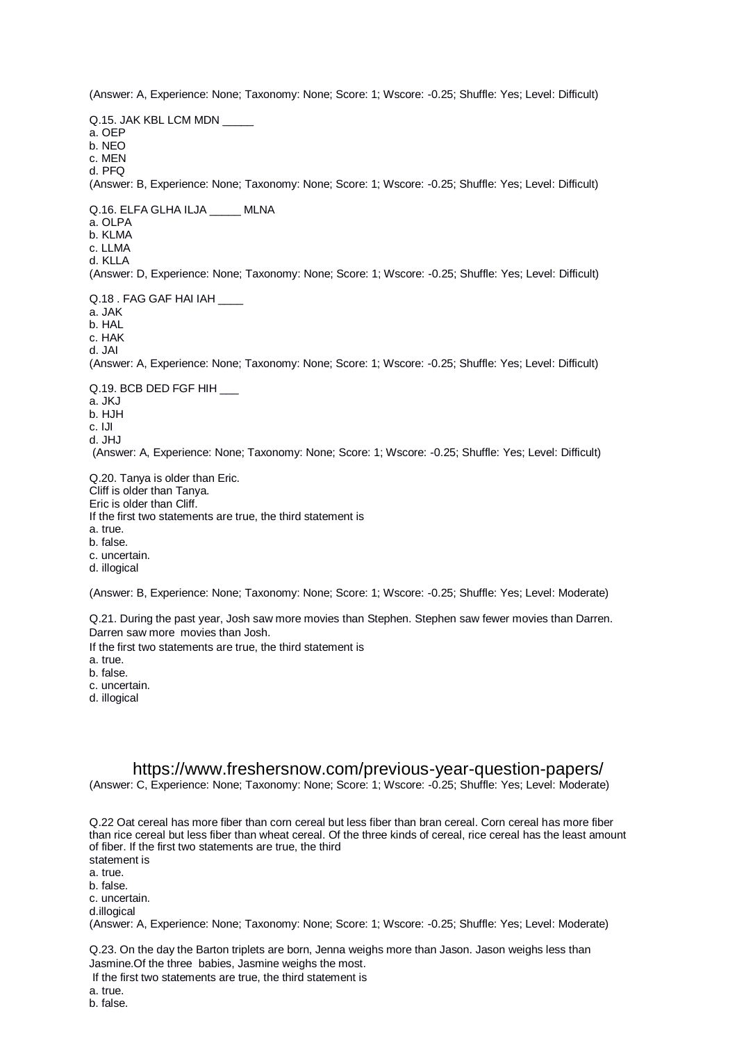(Answer: A, Experience: None; Taxonomy: None; Score: 1; Wscore: -0.25; Shuffle: Yes; Level: Difficult)

Q.15. JAK KBL LCM MDN _____
a. OEP
b. NEO
c. MEN
d. PFQ
(Answer: B, Experience: None; Taxonomy: None; Score: 1; Wscore: -0.25; Shuffle: Yes; Level: Difficult)

Q.16. ELFA GLHA ILJA _____ MLNA
a. OLPA
b. KLMA
c. LLMA
d. KLLA
(Answer: D, Experience: None; Taxonomy: None; Score: 1; Wscore: -0.25; Shuffle: Yes; Level: Difficult)

Q.18 . FAG GAF HAI IAH ____
a. JAK
b. HAL
c. HAK
d. JAI
(Answer: A, Experience: None; Taxonomy: None; Score: 1; Wscore: -0.25; Shuffle: Yes; Level: Difficult)

Q.19. BCB DED FGF HIH ___
a. JKJ
b. HJH
c. IJI
d. JHJ
(Answer: A, Experience: None; Taxonomy: None; Score: 1; Wscore: -0.25; Shuffle: Yes; Level: Difficult)

Q.20. Tanya is older than Eric.
Cliff is older than Tanya.
Eric is older than Cliff.
If the first two statements are true, the third statement is
a. true.
b. false.
c. uncertain.
d. illogical

(Answer: B, Experience: None; Taxonomy: None; Score: 1; Wscore: -0.25; Shuffle: Yes; Level: Moderate)

Q.21. During the past year, Josh saw more movies than Stephen. Stephen saw fewer movies than Darren. Darren saw more movies than Josh.
If the first two statements are true, the third statement is
a. true.
b. false.
c. uncertain.
d. illogical

https://www.freshersnow.com/previous-year-question-papers/
(Answer: C, Experience: None; Taxonomy: None; Score: 1; Wscore: -0.25; Shuffle: Yes; Level: Moderate)

Q.22 Oat cereal has more fiber than corn cereal but less fiber than bran cereal. Corn cereal has more fiber than rice cereal but less fiber than wheat cereal. Of the three kinds of cereal, rice cereal has the least amount of fiber. If the first two statements are true, the third
statement is
a. true.
b. false.
c. uncertain.
d.illogical
(Answer: A, Experience: None; Taxonomy: None; Score: 1; Wscore: -0.25; Shuffle: Yes; Level: Moderate)

Q.23. On the day the Barton triplets are born, Jenna weighs more than Jason. Jason weighs less than Jasmine.Of the three babies, Jasmine weighs the most.
If the first two statements are true, the third statement is
a. true.
b. false.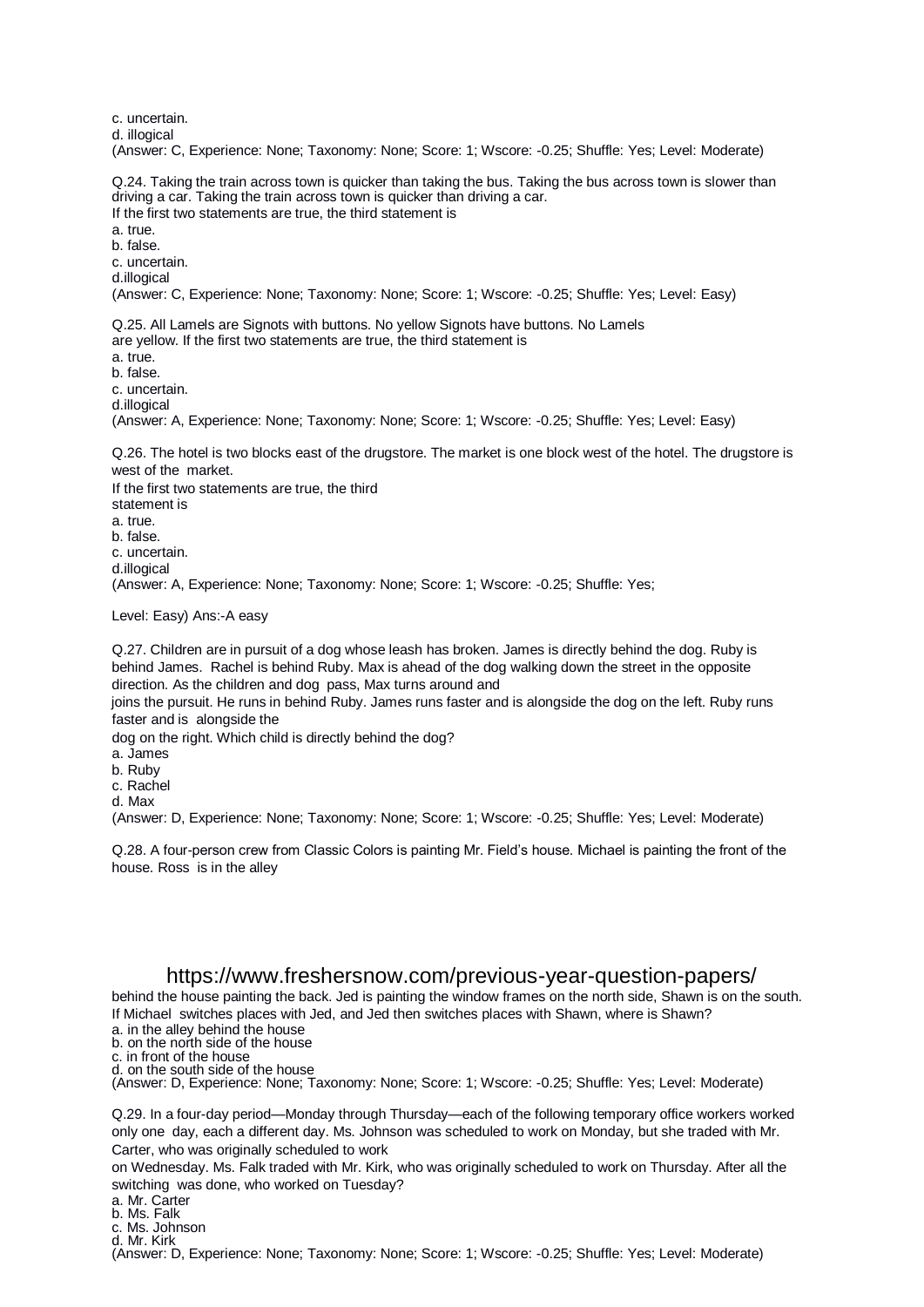c. uncertain.
d. illogical
(Answer: C, Experience: None; Taxonomy: None; Score: 1; Wscore: -0.25; Shuffle: Yes; Level: Moderate)

Q.24. Taking the train across town is quicker than taking the bus. Taking the bus across town is slower than driving a car. Taking the train across town is quicker than driving a car.
If the first two statements are true, the third statement is
a. true.
b. false.
c. uncertain.
d.illogical
(Answer: C, Experience: None; Taxonomy: None; Score: 1; Wscore: -0.25; Shuffle: Yes; Level: Easy)

Q.25. All Lamels are Signots with buttons. No yellow Signots have buttons. No Lamels are yellow. If the first two statements are true, the third statement is
a. true.
b. false.
c. uncertain.
d.illogical
(Answer: A, Experience: None; Taxonomy: None; Score: 1; Wscore: -0.25; Shuffle: Yes; Level: Easy)

Q.26. The hotel is two blocks east of the drugstore. The market is one block west of the hotel. The drugstore is west of the market.
If the first two statements are true, the third statement is
a. true.
b. false.
c. uncertain.
d.illogical
(Answer: A, Experience: None; Taxonomy: None; Score: 1; Wscore: -0.25; Shuffle: Yes;

Level: Easy) Ans:-A easy

Q.27. Children are in pursuit of a dog whose leash has broken. James is directly behind the dog. Ruby is behind James. Rachel is behind Ruby. Max is ahead of the dog walking down the street in the opposite direction. As the children and dog pass, Max turns around and joins the pursuit. He runs in behind Ruby. James runs faster and is alongside the dog on the left. Ruby runs faster and is alongside the dog on the right. Which child is directly behind the dog?
a. James
b. Ruby
c. Rachel
d. Max
(Answer: D, Experience: None; Taxonomy: None; Score: 1; Wscore: -0.25; Shuffle: Yes; Level: Moderate)

Q.28. A four-person crew from Classic Colors is painting Mr. Field's house. Michael is painting the front of the house. Ross is in the alley behind the house painting the back. Jed is painting the window frames on the north side, Shawn is on the south. If Michael switches places with Jed, and Jed then switches places with Shawn, where is Shawn?
a. in the alley behind the house
b. on the north side of the house
c. in front of the house
d. on the south side of the house
(Answer: D, Experience: None; Taxonomy: None; Score: 1; Wscore: -0.25; Shuffle: Yes; Level: Moderate)

Q.29. In a four-day period—Monday through Thursday—each of the following temporary office workers worked only one day, each a different day. Ms. Johnson was scheduled to work on Monday, but she traded with Mr. Carter, who was originally scheduled to work on Wednesday. Ms. Falk traded with Mr. Kirk, who was originally scheduled to work on Thursday. After all the switching was done, who worked on Tuesday?
a. Mr. Carter
b. Ms. Falk
c. Ms. Johnson
d. Mr. Kirk
(Answer: D, Experience: None; Taxonomy: None; Score: 1; Wscore: -0.25; Shuffle: Yes; Level: Moderate)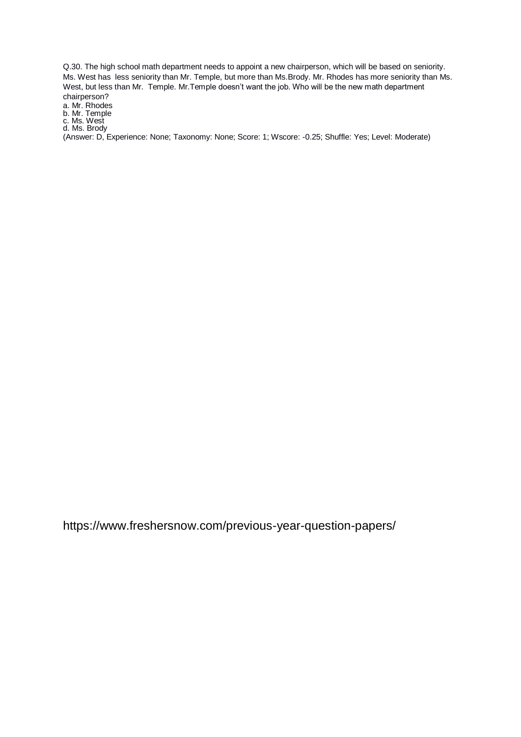Q.30. The high school math department needs to appoint a new chairperson, which will be based on seniority. Ms. West has less seniority than Mr. Temple, but more than Ms.Brody. Mr. Rhodes has more seniority than Ms. West, but less than Mr. Temple. Mr.Temple doesn't want the job. Who will be the new math department chairperson?

a. Mr. Rhodes
b. Mr. Temple
c. Ms. West
d. Ms. Brody

(Answer: D, Experience: None; Taxonomy: None; Score: 1; Wscore: -0.25; Shuffle: Yes; Level: Moderate)

https://www.freshersnow.com/previous-year-question-papers/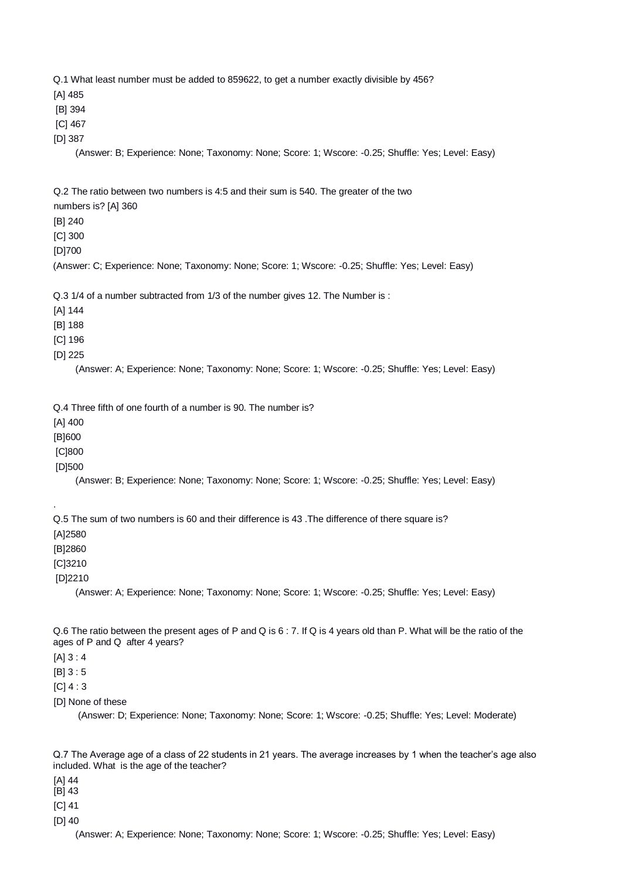Q.1 What least number must be added to 859622, to get a number exactly divisible by 456?

[A] 485

[B] 394

[C] 467

[D] 387

(Answer: B; Experience: None; Taxonomy: None; Score: 1; Wscore: -0.25; Shuffle: Yes; Level: Easy)

Q.2 The ratio between two numbers is 4:5 and their sum is 540. The greater of the two numbers is? [A] 360

[B] 240

[C] 300

[D]700

(Answer: C; Experience: None; Taxonomy: None; Score: 1; Wscore: -0.25; Shuffle: Yes; Level: Easy)

Q.3 1/4 of a number subtracted from 1/3 of the number gives 12. The Number is :

[A] 144

[B] 188

[C] 196

[D] 225

(Answer: A; Experience: None; Taxonomy: None; Score: 1; Wscore: -0.25; Shuffle: Yes; Level: Easy)

Q.4 Three fifth of one fourth of a number is 90. The number is?

[A] 400

[B]600

[C]800

[D]500

(Answer: B; Experience: None; Taxonomy: None; Score: 1; Wscore: -0.25; Shuffle: Yes; Level: Easy)

.

Q.5 The sum of two numbers is 60 and their difference is 43 .The difference of there square is?

[A]2580

[B]2860

[C]3210

[D]2210

(Answer: A; Experience: None; Taxonomy: None; Score: 1; Wscore: -0.25; Shuffle: Yes; Level: Easy)

Q.6 The ratio between the present ages of P and Q is 6 : 7. If Q is 4 years old than P. What will be the ratio of the ages of P and Q after 4 years?

[A] 3 : 4

[B] 3 : 5

[C] 4 : 3

[D] None of these

(Answer: D; Experience: None; Taxonomy: None; Score: 1; Wscore: -0.25; Shuffle: Yes; Level: Moderate)

Q.7 The Average age of a class of 22 students in 21 years. The average increases by 1 when the teacher's age also included. What is the age of the teacher?

[A] 44

[B] 43

[C] 41

[D] 40

(Answer: A; Experience: None; Taxonomy: None; Score: 1; Wscore: -0.25; Shuffle: Yes; Level: Easy)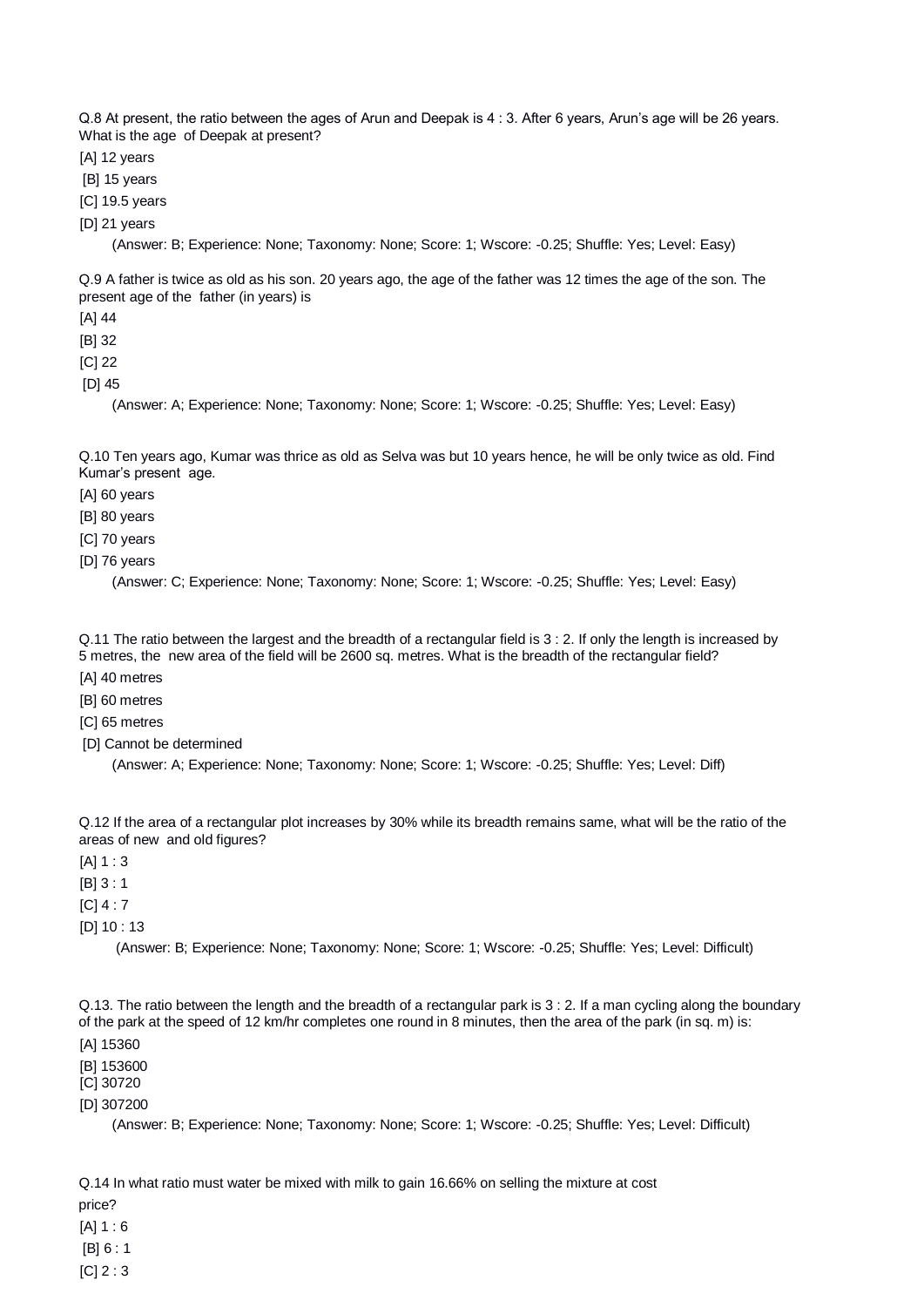Q.8 At present, the ratio between the ages of Arun and Deepak is 4 : 3. After 6 years, Arun's age will be 26 years. What is the age of Deepak at present?

[A] 12 years

[B] 15 years

[C] 19.5 years

[D] 21 years

(Answer: B; Experience: None; Taxonomy: None; Score: 1; Wscore: -0.25; Shuffle: Yes; Level: Easy)

Q.9 A father is twice as old as his son. 20 years ago, the age of the father was 12 times the age of the son. The present age of the father (in years) is

[A] 44

[B] 32

[C] 22

[D] 45

(Answer: A; Experience: None; Taxonomy: None; Score: 1; Wscore: -0.25; Shuffle: Yes; Level: Easy)

Q.10 Ten years ago, Kumar was thrice as old as Selva was but 10 years hence, he will be only twice as old. Find Kumar's present age.

[A] 60 years

[B] 80 years

[C] 70 years

[D] 76 years

(Answer: C; Experience: None; Taxonomy: None; Score: 1; Wscore: -0.25; Shuffle: Yes; Level: Easy)

Q.11 The ratio between the largest and the breadth of a rectangular field is 3 : 2. If only the length is increased by 5 metres, the new area of the field will be 2600 sq. metres. What is the breadth of the rectangular field?

[A] 40 metres

[B] 60 metres

[C] 65 metres

[D] Cannot be determined

(Answer: A; Experience: None; Taxonomy: None; Score: 1; Wscore: -0.25; Shuffle: Yes; Level: Diff)

Q.12 If the area of a rectangular plot increases by 30% while its breadth remains same, what will be the ratio of the areas of new and old figures?

[A] 1 : 3

[B] 3 : 1

[C] 4 : 7

[D] 10 : 13

(Answer: B; Experience: None; Taxonomy: None; Score: 1; Wscore: -0.25; Shuffle: Yes; Level: Difficult)

Q.13. The ratio between the length and the breadth of a rectangular park is 3 : 2. If a man cycling along the boundary of the park at the speed of 12 km/hr completes one round in 8 minutes, then the area of the park (in sq. m) is:

[A] 15360

[B] 153600

[C] 30720

[D] 307200

(Answer: B; Experience: None; Taxonomy: None; Score: 1; Wscore: -0.25; Shuffle: Yes; Level: Difficult)

Q.14 In what ratio must water be mixed with milk to gain 16.66% on selling the mixture at cost price?

[A] 1 : 6

[B] 6 : 1

[C] 2 : 3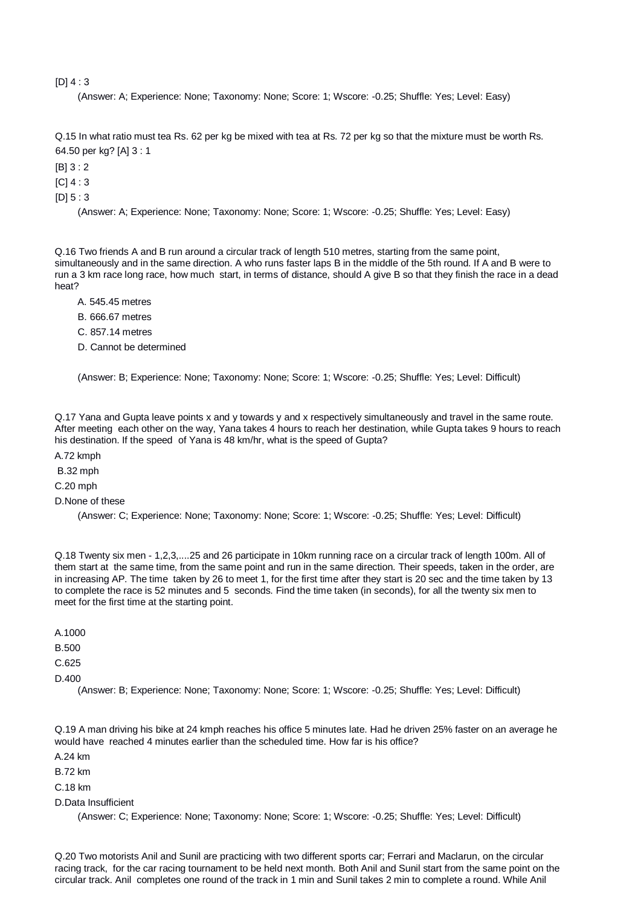[D] 4 : 3

(Answer: A; Experience: None; Taxonomy: None; Score: 1; Wscore: -0.25; Shuffle: Yes; Level: Easy)

Q.15 In what ratio must tea Rs. 62 per kg be mixed with tea at Rs. 72 per kg so that the mixture must be worth Rs. 64.50 per kg? [A] 3 : 1

[B] 3 : 2

[C] 4 : 3

[D] 5 : 3

(Answer: A; Experience: None; Taxonomy: None; Score: 1; Wscore: -0.25; Shuffle: Yes; Level: Easy)

Q.16 Two friends A and B run around a circular track of length 510 metres, starting from the same point, simultaneously and in the same direction. A who runs faster laps B in the middle of the 5th round. If A and B were to run a 3 km race long race, how much start, in terms of distance, should A give B so that they finish the race in a dead heat?

A. 545.45 metres

B. 666.67 metres

C. 857.14 metres

D. Cannot be determined

(Answer: B; Experience: None; Taxonomy: None; Score: 1; Wscore: -0.25; Shuffle: Yes; Level: Difficult)

Q.17 Yana and Gupta leave points x and y towards y and x respectively simultaneously and travel in the same route. After meeting each other on the way, Yana takes 4 hours to reach her destination, while Gupta takes 9 hours to reach his destination. If the speed of Yana is 48 km/hr, what is the speed of Gupta?

A.72 kmph

B.32 mph

C.20 mph

D.None of these

(Answer: C; Experience: None; Taxonomy: None; Score: 1; Wscore: -0.25; Shuffle: Yes; Level: Difficult)

Q.18 Twenty six men - 1,2,3,....25 and 26 participate in 10km running race on a circular track of length 100m. All of them start at the same time, from the same point and run in the same direction. Their speeds, taken in the order, are in increasing AP. The time taken by 26 to meet 1, for the first time after they start is 20 sec and the time taken by 13 to complete the race is 52 minutes and 5 seconds. Find the time taken (in seconds), for all the twenty six men to meet for the first time at the starting point.

A.1000

B.500

C.625

D.400

(Answer: B; Experience: None; Taxonomy: None; Score: 1; Wscore: -0.25; Shuffle: Yes; Level: Difficult)

Q.19 A man driving his bike at 24 kmph reaches his office 5 minutes late. Had he driven 25% faster on an average he would have reached 4 minutes earlier than the scheduled time. How far is his office?

A.24 km

B.72 km

C.18 km

D.Data Insufficient

(Answer: C; Experience: None; Taxonomy: None; Score: 1; Wscore: -0.25; Shuffle: Yes; Level: Difficult)

Q.20 Two motorists Anil and Sunil are practicing with two different sports car; Ferrari and Maclarun, on the circular racing track, for the car racing tournament to be held next month. Both Anil and Sunil start from the same point on the circular track. Anil completes one round of the track in 1 min and Sunil takes 2 min to complete a round. While Anil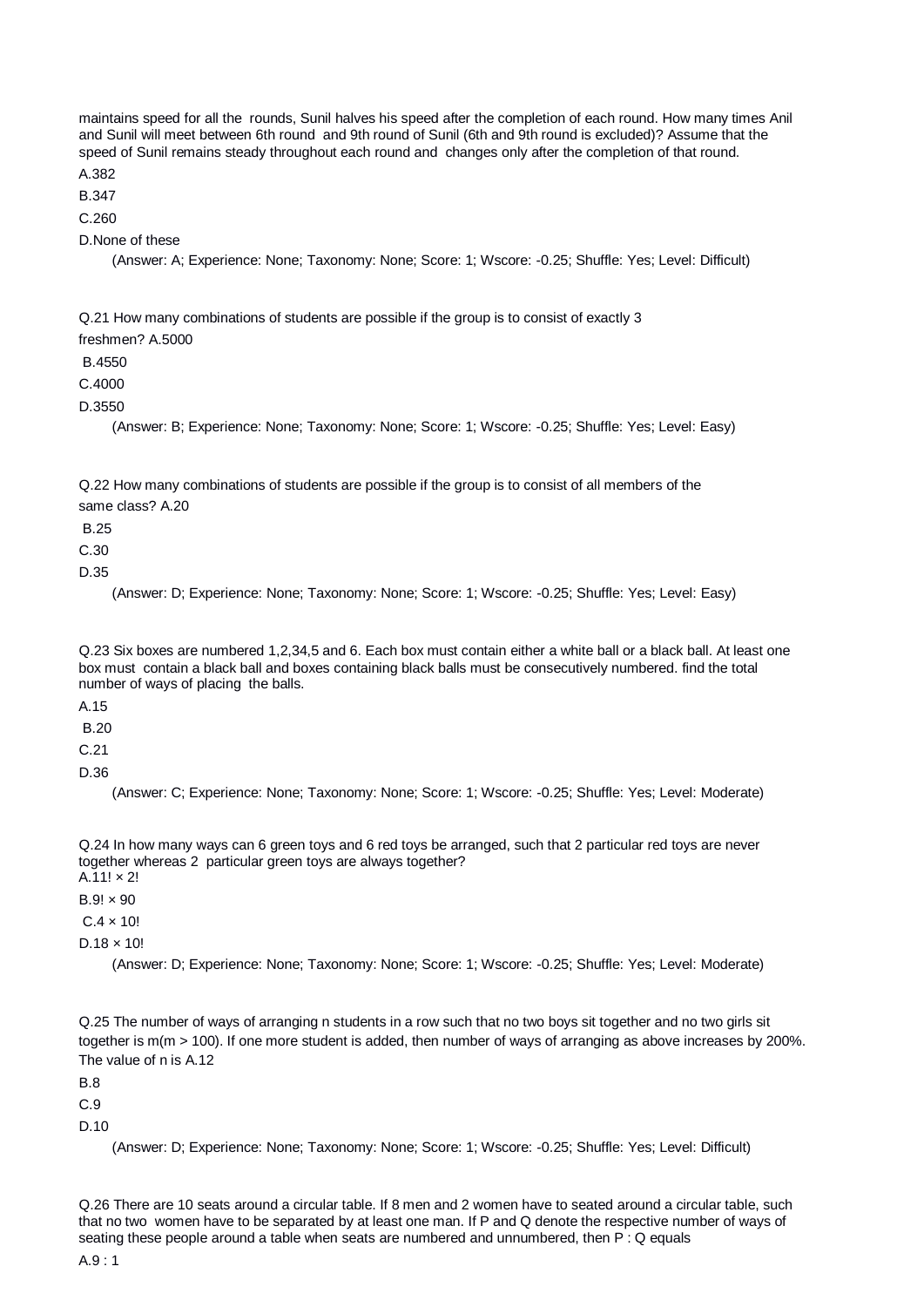maintains speed for all the rounds, Sunil halves his speed after the completion of each round. How many times Anil and Sunil will meet between 6th round and 9th round of Sunil (6th and 9th round is excluded)? Assume that the speed of Sunil remains steady throughout each round and changes only after the completion of that round.

A.382

B.347

C.260

D.None of these

(Answer: A; Experience: None; Taxonomy: None; Score: 1; Wscore: -0.25; Shuffle: Yes; Level: Difficult)

Q.21 How many combinations of students are possible if the group is to consist of exactly 3 freshmen? A.5000

B.4550

C.4000

D.3550

(Answer: B; Experience: None; Taxonomy: None; Score: 1; Wscore: -0.25; Shuffle: Yes; Level: Easy)

Q.22 How many combinations of students are possible if the group is to consist of all members of the same class? A.20

B.25

C.30

D.35

(Answer: D; Experience: None; Taxonomy: None; Score: 1; Wscore: -0.25; Shuffle: Yes; Level: Easy)

Q.23 Six boxes are numbered 1,2,34,5 and 6. Each box must contain either a white ball or a black ball. At least one box must contain a black ball and boxes containing black balls must be consecutively numbered. find the total number of ways of placing the balls.

A.15

B.20

C.21

D.36

(Answer: C; Experience: None; Taxonomy: None; Score: 1; Wscore: -0.25; Shuffle: Yes; Level: Moderate)

Q.24 In how many ways can 6 green toys and 6 red toys be arranged, such that 2 particular red toys are never together whereas 2 particular green toys are always together?

A.$11! \times 2!$

B.$9! \times 90$

C.$4 \times 10!$

D.$18 \times 10!$

(Answer: D; Experience: None; Taxonomy: None; Score: 1; Wscore: -0.25; Shuffle: Yes; Level: Moderate)

Q.25 The number of ways of arranging n students in a row such that no two boys sit together and no two girls sit together is m(m > 100). If one more student is added, then number of ways of arranging as above increases by 200%. The value of n is A.12

B.8

C.9

D.10

(Answer: D; Experience: None; Taxonomy: None; Score: 1; Wscore: -0.25; Shuffle: Yes; Level: Difficult)

Q.26 There are 10 seats around a circular table. If 8 men and 2 women have to seated around a circular table, such that no two women have to be separated by at least one man. If P and Q denote the respective number of ways of seating these people around a table when seats are numbered and unnumbered, then P : Q equals

A.9 : 1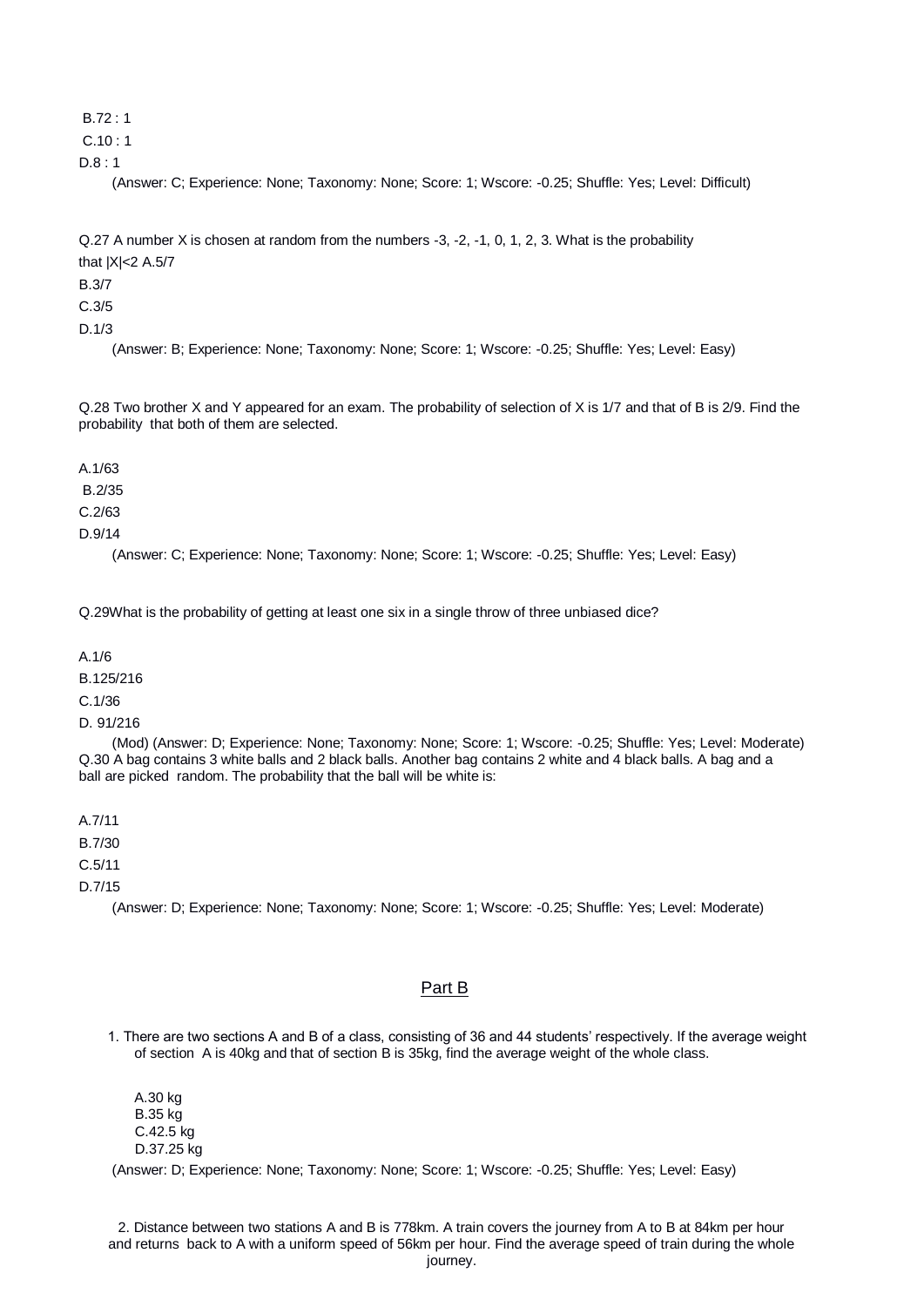B.72 : 1

C.10 : 1

D.8 : 1

(Answer: C; Experience: None; Taxonomy: None; Score: 1; Wscore: -0.25; Shuffle: Yes; Level: Difficult)

Q.27 A number X is chosen at random from the numbers -3, -2, -1, 0, 1, 2, 3. What is the probability that |X|<2 A.5/7

B.3/7

C.3/5

D.1/3

(Answer: B; Experience: None; Taxonomy: None; Score: 1; Wscore: -0.25; Shuffle: Yes; Level: Easy)

Q.28 Two brother X and Y appeared for an exam. The probability of selection of X is 1/7 and that of B is 2/9. Find the probability that both of them are selected.

A.1/63

B.2/35

C.2/63

D.9/14

(Answer: C; Experience: None; Taxonomy: None; Score: 1; Wscore: -0.25; Shuffle: Yes; Level: Easy)

Q.29What is the probability of getting at least one six in a single throw of three unbiased dice?

A.1/6

B.125/216

C.1/36

D. 91/216

(Mod) (Answer: D; Experience: None; Taxonomy: None; Score: 1; Wscore: -0.25; Shuffle: Yes; Level: Moderate)

Q.30 A bag contains 3 white balls and 2 black balls. Another bag contains 2 white and 4 black balls. A bag and a ball are picked random. The probability that the ball will be white is:

A.7/11

B.7/30

C.5/11

D.7/15

(Answer: D; Experience: None; Taxonomy: None; Score: 1; Wscore: -0.25; Shuffle: Yes; Level: Moderate)

## Part B

1. There are two sections A and B of a class, consisting of 36 and 44 students' respectively. If the average weight of section A is 40kg and that of section B is 35kg, find the average weight of the whole class.

   A.30 kg
   B.35 kg
   C.42.5 kg
   D.37.25 kg

(Answer: D; Experience: None; Taxonomy: None; Score: 1; Wscore: -0.25; Shuffle: Yes; Level: Easy)

2. Distance between two stations A and B is 778km. A train covers the journey from A to B at 84km per hour and returns back to A with a uniform speed of 56km per hour. Find the average speed of train during the whole journey.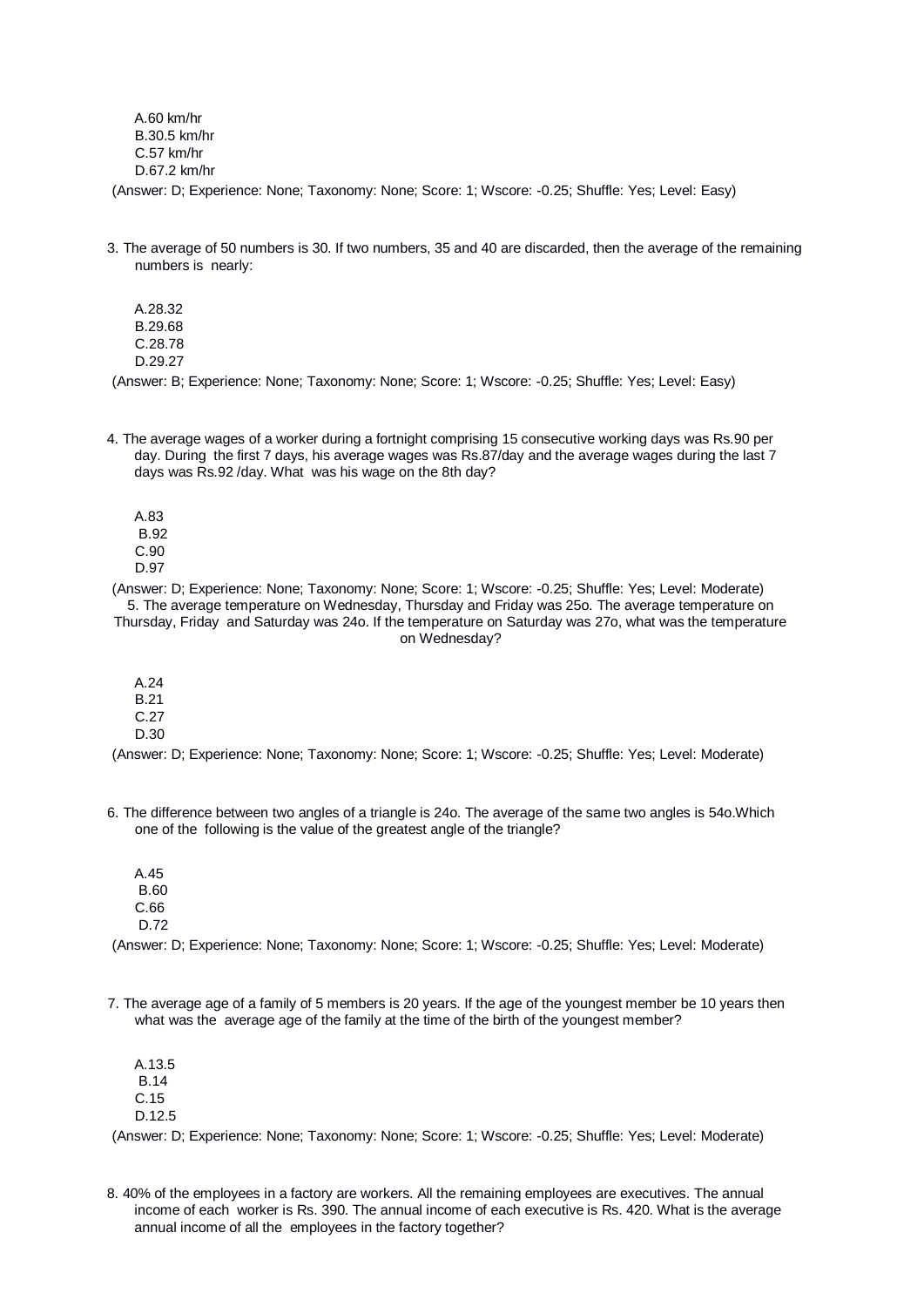A.60 km/hr
B.30.5 km/hr
C.57 km/hr
D.67.2 km/hr

(Answer: D; Experience: None; Taxonomy: None; Score: 1; Wscore: -0.25; Shuffle: Yes; Level: Easy)

3. The average of 50 numbers is 30. If two numbers, 35 and 40 are discarded, then the average of the remaining numbers is nearly:

A.28.32
B.29.68
C.28.78
D.29.27

(Answer: B; Experience: None; Taxonomy: None; Score: 1; Wscore: -0.25; Shuffle: Yes; Level: Easy)

4. The average wages of a worker during a fortnight comprising 15 consecutive working days was Rs.90 per day. During the first 7 days, his average wages was Rs.87/day and the average wages during the last 7 days was Rs.92 /day. What was his wage on the 8th day?

A.83
B.92
C.90
D.97

(Answer: D; Experience: None; Taxonomy: None; Score: 1; Wscore: -0.25; Shuffle: Yes; Level: Moderate)

5. The average temperature on Wednesday, Thursday and Friday was 25o. The average temperature on Thursday, Friday and Saturday was 24o. If the temperature on Saturday was 27o, what was the temperature on Wednesday?

A.24
B.21
C.27
D.30

(Answer: D; Experience: None; Taxonomy: None; Score: 1; Wscore: -0.25; Shuffle: Yes; Level: Moderate)

6. The difference between two angles of a triangle is 24o. The average of the same two angles is 54o.Which one of the following is the value of the greatest angle of the triangle?

A.45
B.60
C.66
D.72

(Answer: D; Experience: None; Taxonomy: None; Score: 1; Wscore: -0.25; Shuffle: Yes; Level: Moderate)

7. The average age of a family of 5 members is 20 years. If the age of the youngest member be 10 years then what was the average age of the family at the time of the birth of the youngest member?

A.13.5
B.14
C.15
D.12.5

(Answer: D; Experience: None; Taxonomy: None; Score: 1; Wscore: -0.25; Shuffle: Yes; Level: Moderate)

8. 40% of the employees in a factory are workers. All the remaining employees are executives. The annual income of each worker is Rs. 390. The annual income of each executive is Rs. 420. What is the average annual income of all the employees in the factory together?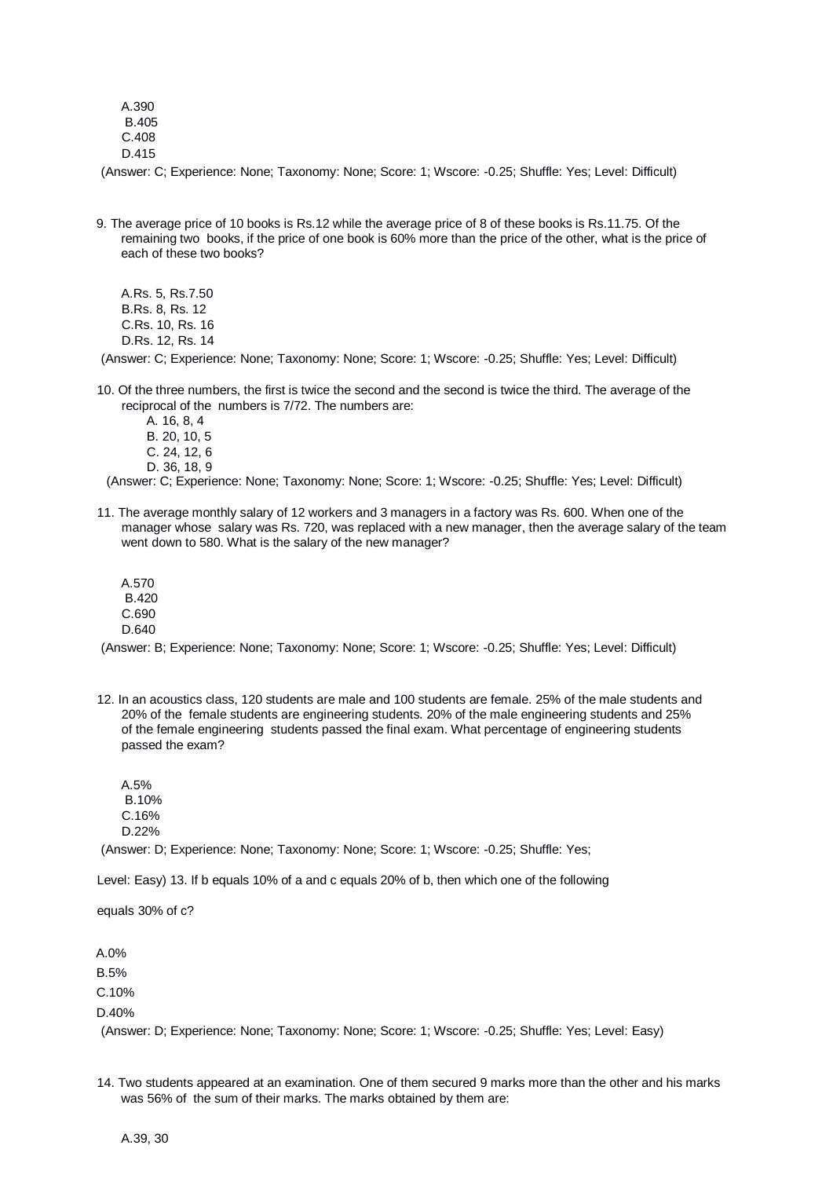A.390
B.405
C.408
D.415

(Answer: C; Experience: None; Taxonomy: None; Score: 1; Wscore: -0.25; Shuffle: Yes; Level: Difficult)

9. The average price of 10 books is Rs.12 while the average price of 8 of these books is Rs.11.75. Of the remaining two books, if the price of one book is 60% more than the price of the other, what is the price of each of these two books?

A.Rs. 5, Rs.7.50
B.Rs. 8, Rs. 12
C.Rs. 10, Rs. 16
D.Rs. 12, Rs. 14

(Answer: C; Experience: None; Taxonomy: None; Score: 1; Wscore: -0.25; Shuffle: Yes; Level: Difficult)

10. Of the three numbers, the first is twice the second and the second is twice the third. The average of the reciprocal of the numbers is 7/72. The numbers are:

A. 16, 8, 4
B. 20, 10, 5
C. 24, 12, 6
D. 36, 18, 9

(Answer: C; Experience: None; Taxonomy: None; Score: 1; Wscore: -0.25; Shuffle: Yes; Level: Difficult)

11. The average monthly salary of 12 workers and 3 managers in a factory was Rs. 600. When one of the manager whose salary was Rs. 720, was replaced with a new manager, then the average salary of the team went down to 580. What is the salary of the new manager?

A.570
B.420
C.690
D.640

(Answer: B; Experience: None; Taxonomy: None; Score: 1; Wscore: -0.25; Shuffle: Yes; Level: Difficult)

12. In an acoustics class, 120 students are male and 100 students are female. 25% of the male students and 20% of the female students are engineering students. 20% of the male engineering students and 25% of the female engineering students passed the final exam. What percentage of engineering students passed the exam?

A.5%
B.10%
C.16%
D.22%

(Answer: D; Experience: None; Taxonomy: None; Score: 1; Wscore: -0.25; Shuffle: Yes;

Level: Easy) 13. If b equals 10% of a and c equals 20% of b, then which one of the following

equals 30% of c?

A.0%
B.5%
C.10%
D.40%

(Answer: D; Experience: None; Taxonomy: None; Score: 1; Wscore: -0.25; Shuffle: Yes; Level: Easy)

14. Two students appeared at an examination. One of them secured 9 marks more than the other and his marks was 56% of the sum of their marks. The marks obtained by them are:

A.39, 30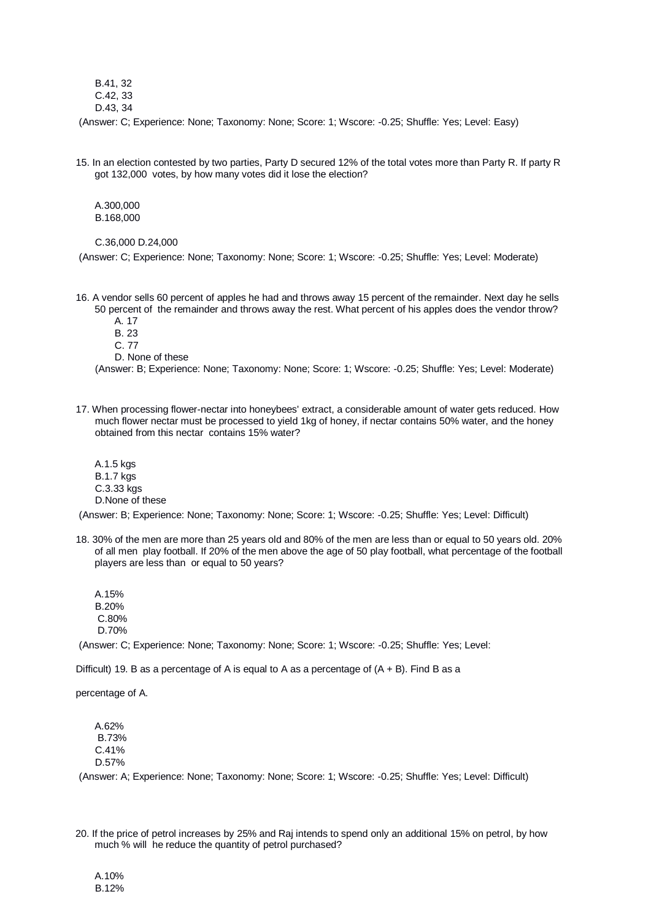B.41, 32
C.42, 33
D.43, 34

(Answer: C; Experience: None; Taxonomy: None; Score: 1; Wscore: -0.25; Shuffle: Yes; Level: Easy)

15. In an election contested by two parties, Party D secured 12% of the total votes more than Party R. If party R got 132,000 votes, by how many votes did it lose the election?

A.300,000
B.168,000

C.36,000 D.24,000

(Answer: C; Experience: None; Taxonomy: None; Score: 1; Wscore: -0.25; Shuffle: Yes; Level: Moderate)

16. A vendor sells 60 percent of apples he had and throws away 15 percent of the remainder. Next day he sells 50 percent of the remainder and throws away the rest. What percent of his apples does the vendor throw?

A. 17
B. 23
C. 77
D. None of these

(Answer: B; Experience: None; Taxonomy: None; Score: 1; Wscore: -0.25; Shuffle: Yes; Level: Moderate)

17. When processing flower-nectar into honeybees' extract, a considerable amount of water gets reduced. How much flower nectar must be processed to yield 1kg of honey, if nectar contains 50% water, and the honey obtained from this nectar contains 15% water?

A.1.5 kgs
B.1.7 kgs
C.3.33 kgs
D.None of these

(Answer: B; Experience: None; Taxonomy: None; Score: 1; Wscore: -0.25; Shuffle: Yes; Level: Difficult)

18. 30% of the men are more than 25 years old and 80% of the men are less than or equal to 50 years old. 20% of all men play football. If 20% of the men above the age of 50 play football, what percentage of the football players are less than or equal to 50 years?

A.15%
B.20%
C.80%
D.70%

(Answer: C; Experience: None; Taxonomy: None; Score: 1; Wscore: -0.25; Shuffle: Yes; Level: Difficult)

19. B as a percentage of A is equal to A as a percentage of (A + B). Find B as a percentage of A.

A.62%
B.73%
C.41%
D.57%

(Answer: A; Experience: None; Taxonomy: None; Score: 1; Wscore: -0.25; Shuffle: Yes; Level: Difficult)

20. If the price of petrol increases by 25% and Raj intends to spend only an additional 15% on petrol, by how much % will he reduce the quantity of petrol purchased?

A.10%
B.12%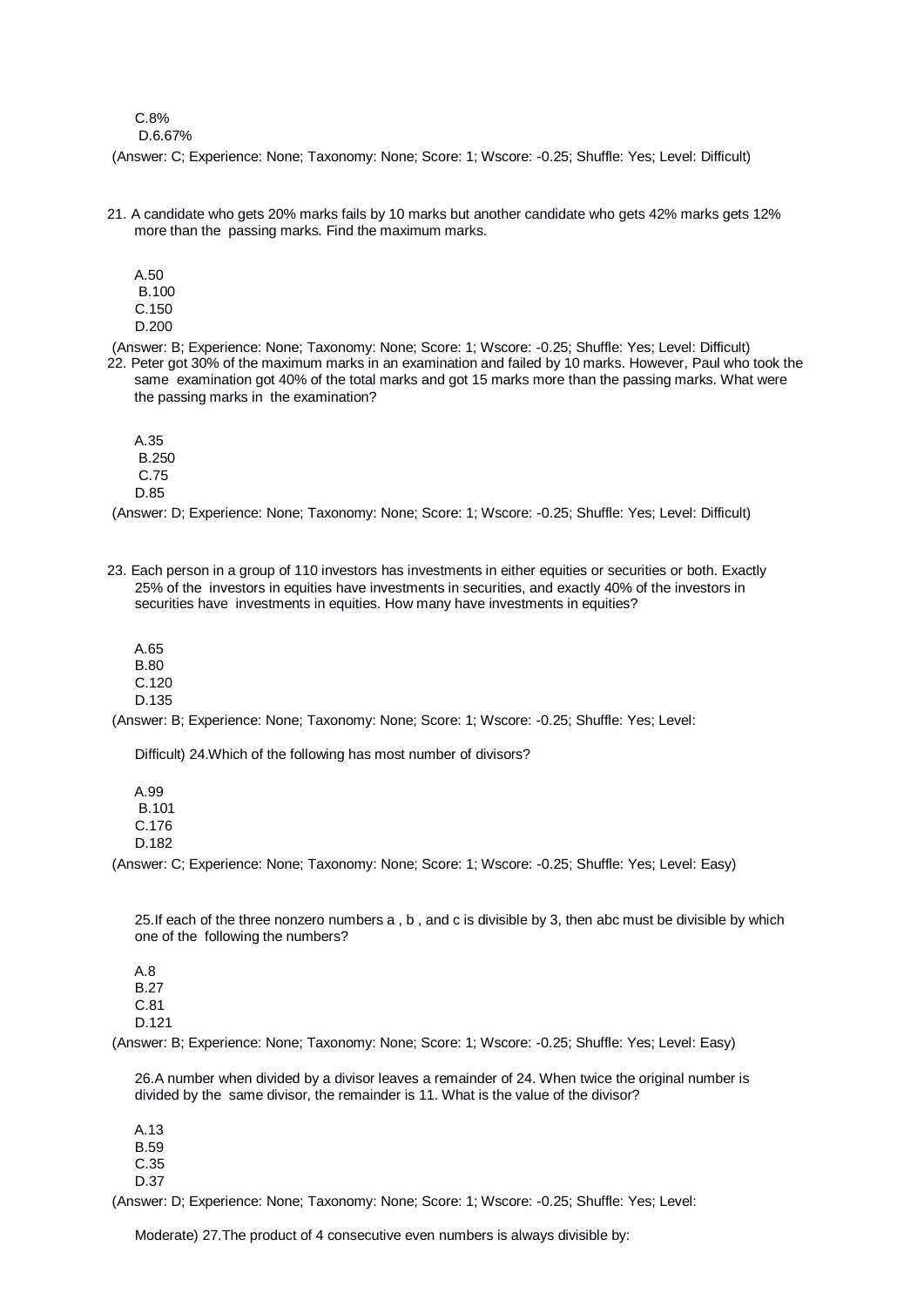C.8%

D.6.67%

(Answer: C; Experience: None; Taxonomy: None; Score: 1; Wscore: -0.25; Shuffle: Yes; Level: Difficult)

21. A candidate who gets 20% marks fails by 10 marks but another candidate who gets 42% marks gets 12% more than the passing marks. Find the maximum marks.

A.50
B.100
C.150
D.200

(Answer: B; Experience: None; Taxonomy: None; Score: 1; Wscore: -0.25; Shuffle: Yes; Level: Difficult)

22. Peter got 30% of the maximum marks in an examination and failed by 10 marks. However, Paul who took the same examination got 40% of the total marks and got 15 marks more than the passing marks. What were the passing marks in the examination?

A.35
B.250
C.75
D.85

(Answer: D; Experience: None; Taxonomy: None; Score: 1; Wscore: -0.25; Shuffle: Yes; Level: Difficult)

23. Each person in a group of 110 investors has investments in either equities or securities or both. Exactly 25% of the investors in equities have investments in securities, and exactly 40% of the investors in securities have investments in equities. How many have investments in equities?

A.65
B.80
C.120
D.135

(Answer: B; Experience: None; Taxonomy: None; Score: 1; Wscore: -0.25; Shuffle: Yes; Level:

Difficult) 24.Which of the following has most number of divisors?

A.99
B.101
C.176
D.182

(Answer: C; Experience: None; Taxonomy: None; Score: 1; Wscore: -0.25; Shuffle: Yes; Level: Easy)

25.If each of the three nonzero numbers a , b , and c is divisible by 3, then abc must be divisible by which one of the following the numbers?

A.8
B.27
C.81
D.121

(Answer: B; Experience: None; Taxonomy: None; Score: 1; Wscore: -0.25; Shuffle: Yes; Level: Easy)

26.A number when divided by a divisor leaves a remainder of 24. When twice the original number is divided by the same divisor, the remainder is 11. What is the value of the divisor?

A.13
B.59
C.35
D.37

(Answer: D; Experience: None; Taxonomy: None; Score: 1; Wscore: -0.25; Shuffle: Yes; Level:

Moderate) 27.The product of 4 consecutive even numbers is always divisible by: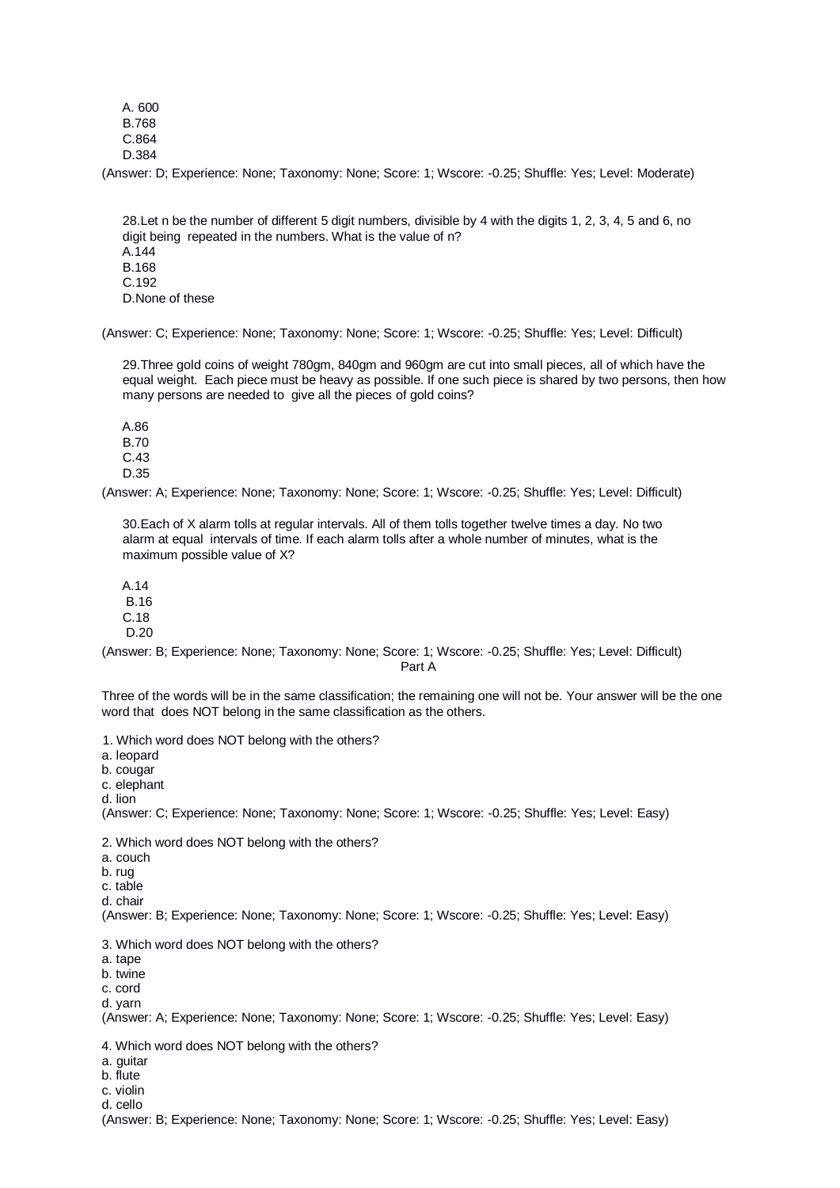A. 600
B.768
C.864
D.384

(Answer: D; Experience: None; Taxonomy: None; Score: 1; Wscore: -0.25; Shuffle: Yes; Level: Moderate)

28.Let n be the number of different 5 digit numbers, divisible by 4 with the digits 1, 2, 3, 4, 5 and 6, no digit being repeated in the numbers. What is the value of n?
A.144
B.168
C.192
D.None of these

(Answer: C; Experience: None; Taxonomy: None; Score: 1; Wscore: -0.25; Shuffle: Yes; Level: Difficult)

29.Three gold coins of weight 780gm, 840gm and 960gm are cut into small pieces, all of which have the equal weight. Each piece must be heavy as possible. If one such piece is shared by two persons, then how many persons are needed to give all the pieces of gold coins?

A.86
B.70
C.43
D.35

(Answer: A; Experience: None; Taxonomy: None; Score: 1; Wscore: -0.25; Shuffle: Yes; Level: Difficult)

30.Each of X alarm tolls at regular intervals. All of them tolls together twelve times a day. No two alarm at equal intervals of time. If each alarm tolls after a whole number of minutes, what is the maximum possible value of X?

A.14
B.16
C.18
D.20

(Answer: B; Experience: None; Taxonomy: None; Score: 1; Wscore: -0.25; Shuffle: Yes; Level: Difficult)

## Part A

Three of the words will be in the same classification; the remaining one will not be. Your answer will be the one word that does NOT belong in the same classification as the others.

1. Which word does NOT belong with the others?
a. leopard
b. cougar
c. elephant
d. lion
(Answer: C; Experience: None; Taxonomy: None; Score: 1; Wscore: -0.25; Shuffle: Yes; Level: Easy)

2. Which word does NOT belong with the others?
a. couch
b. rug
c. table
d. chair
(Answer: B; Experience: None; Taxonomy: None; Score: 1; Wscore: -0.25; Shuffle: Yes; Level: Easy)

3. Which word does NOT belong with the others?
a. tape
b. twine
c. cord
d. yarn
(Answer: A; Experience: None; Taxonomy: None; Score: 1; Wscore: -0.25; Shuffle: Yes; Level: Easy)

4. Which word does NOT belong with the others?
a. guitar
b. flute
c. violin
d. cello
(Answer: B; Experience: None; Taxonomy: None; Score: 1; Wscore: -0.25; Shuffle: Yes; Level: Easy)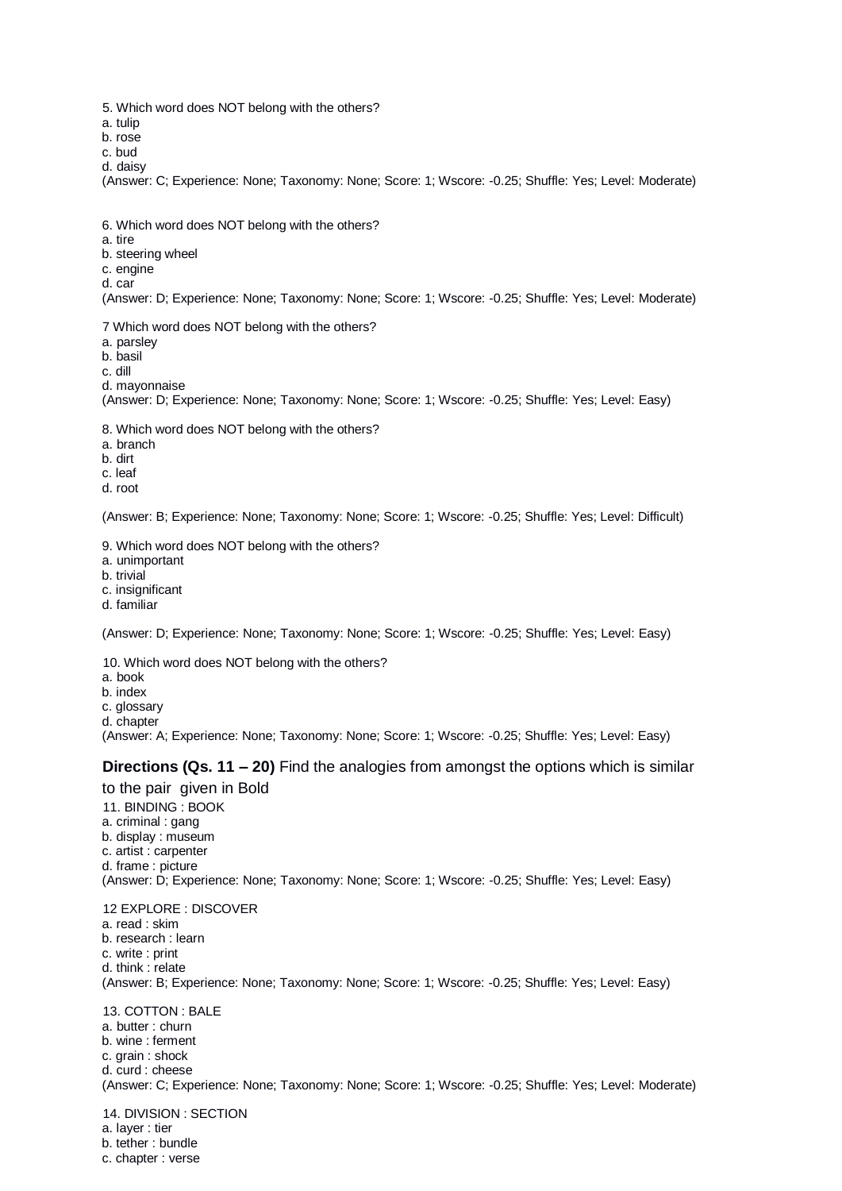5. Which word does NOT belong with the others?
a. tulip
b. rose
c. bud
d. daisy
(Answer: C; Experience: None; Taxonomy: None; Score: 1; Wscore: -0.25; Shuffle: Yes; Level: Moderate)

6. Which word does NOT belong with the others?
a. tire
b. steering wheel
c. engine
d. car
(Answer: D; Experience: None; Taxonomy: None; Score: 1; Wscore: -0.25; Shuffle: Yes; Level: Moderate)

7 Which word does NOT belong with the others?
a. parsley
b. basil
c. dill
d. mayonnaise
(Answer: D; Experience: None; Taxonomy: None; Score: 1; Wscore: -0.25; Shuffle: Yes; Level: Easy)

8. Which word does NOT belong with the others?
a. branch
b. dirt
c. leaf
d. root

(Answer: B; Experience: None; Taxonomy: None; Score: 1; Wscore: -0.25; Shuffle: Yes; Level: Difficult)

9. Which word does NOT belong with the others?
a. unimportant
b. trivial
c. insignificant
d. familiar

(Answer: D; Experience: None; Taxonomy: None; Score: 1; Wscore: -0.25; Shuffle: Yes; Level: Easy)

10. Which word does NOT belong with the others?
a. book
b. index
c. glossary
d. chapter
(Answer: A; Experience: None; Taxonomy: None; Score: 1; Wscore: -0.25; Shuffle: Yes; Level: Easy)

**Directions (Qs. 11 – 20)** Find the analogies from amongst the options which is similar to the pair given in Bold

11. BINDING : BOOK
a. criminal : gang
b. display : museum
c. artist : carpenter
d. frame : picture
(Answer: D; Experience: None; Taxonomy: None; Score: 1; Wscore: -0.25; Shuffle: Yes; Level: Easy)

12 EXPLORE : DISCOVER
a. read : skim
b. research : learn
c. write : print
d. think : relate
(Answer: B; Experience: None; Taxonomy: None; Score: 1; Wscore: -0.25; Shuffle: Yes; Level: Easy)

13. COTTON : BALE
a. butter : churn
b. wine : ferment
c. grain : shock
d. curd : cheese
(Answer: C; Experience: None; Taxonomy: None; Score: 1; Wscore: -0.25; Shuffle: Yes; Level: Moderate)

14. DIVISION : SECTION
a. layer : tier
b. tether : bundle
c. chapter : verse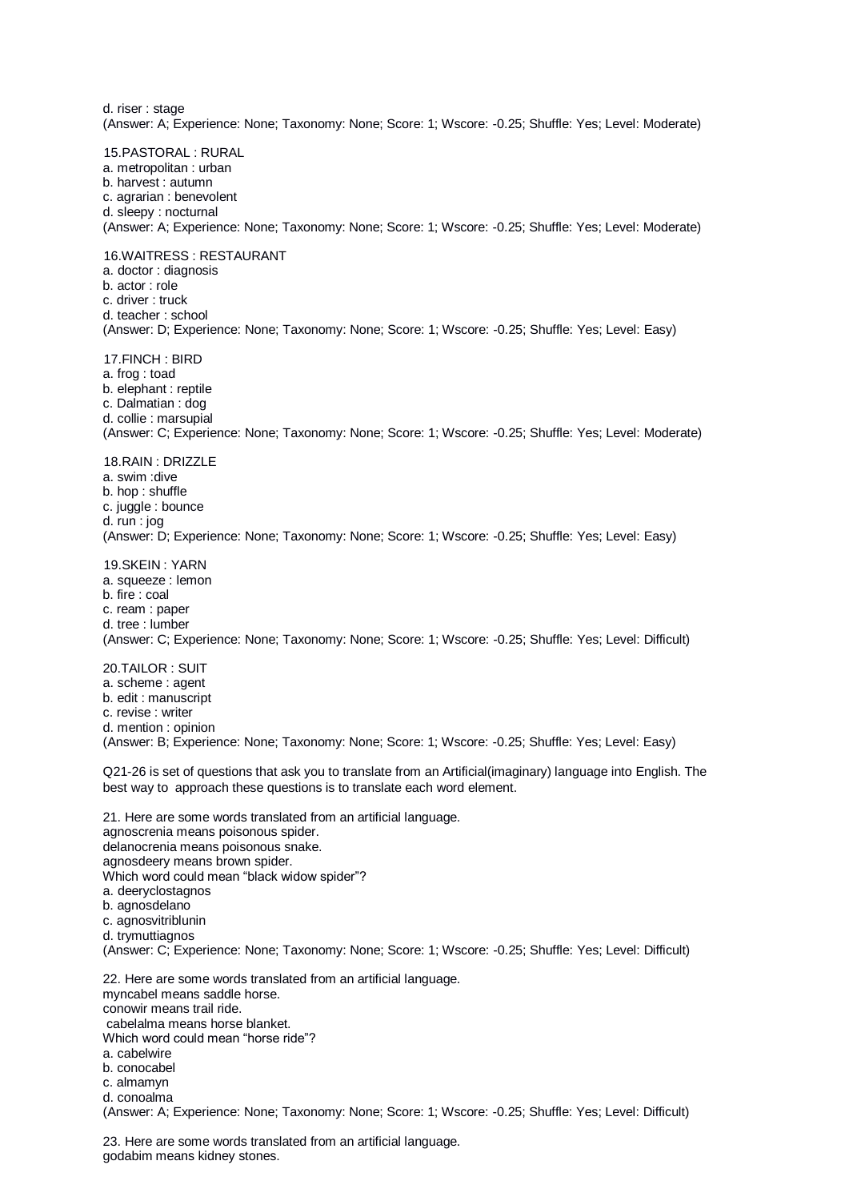d. riser : stage
(Answer: A; Experience: None; Taxonomy: None; Score: 1; Wscore: -0.25; Shuffle: Yes; Level: Moderate)

15.PASTORAL : RURAL
a. metropolitan : urban
b. harvest : autumn
c. agrarian : benevolent
d. sleepy : nocturnal
(Answer: A; Experience: None; Taxonomy: None; Score: 1; Wscore: -0.25; Shuffle: Yes; Level: Moderate)

16.WAITRESS : RESTAURANT
a. doctor : diagnosis
b. actor : role
c. driver : truck
d. teacher : school
(Answer: D; Experience: None; Taxonomy: None; Score: 1; Wscore: -0.25; Shuffle: Yes; Level: Easy)

17.FINCH : BIRD
a. frog : toad
b. elephant : reptile
c. Dalmatian : dog
d. collie : marsupial
(Answer: C; Experience: None; Taxonomy: None; Score: 1; Wscore: -0.25; Shuffle: Yes; Level: Moderate)

18.RAIN : DRIZZLE
a. swim :dive
b. hop : shuffle
c. juggle : bounce
d. run : jog
(Answer: D; Experience: None; Taxonomy: None; Score: 1; Wscore: -0.25; Shuffle: Yes; Level: Easy)

19.SKEIN : YARN
a. squeeze : lemon
b. fire : coal
c. ream : paper
d. tree : lumber
(Answer: C; Experience: None; Taxonomy: None; Score: 1; Wscore: -0.25; Shuffle: Yes; Level: Difficult)

20.TAILOR : SUIT
a. scheme : agent
b. edit : manuscript
c. revise : writer
d. mention : opinion
(Answer: B; Experience: None; Taxonomy: None; Score: 1; Wscore: -0.25; Shuffle: Yes; Level: Easy)

Q21-26 is set of questions that ask you to translate from an Artificial(imaginary) language into English. The best way to approach these questions is to translate each word element.

21. Here are some words translated from an artificial language.
agnoscrenia means poisonous spider.
delanocrenia means poisonous snake.
agnosdeery means brown spider.
Which word could mean "black widow spider"?
a. deeryclostagnos
b. agnosdelano
c. agnosvitriblunin
d. trymuttiagnos
(Answer: C; Experience: None; Taxonomy: None; Score: 1; Wscore: -0.25; Shuffle: Yes; Level: Difficult)

22. Here are some words translated from an artificial language.
myncabel means saddle horse.
conowir means trail ride.
cabelalma means horse blanket.
Which word could mean "horse ride"?
a. cabelwire
b. conocabel
c. almamyn
d. conoalma
(Answer: A; Experience: None; Taxonomy: None; Score: 1; Wscore: -0.25; Shuffle: Yes; Level: Difficult)

23. Here are some words translated from an artificial language.
godabim means kidney stones.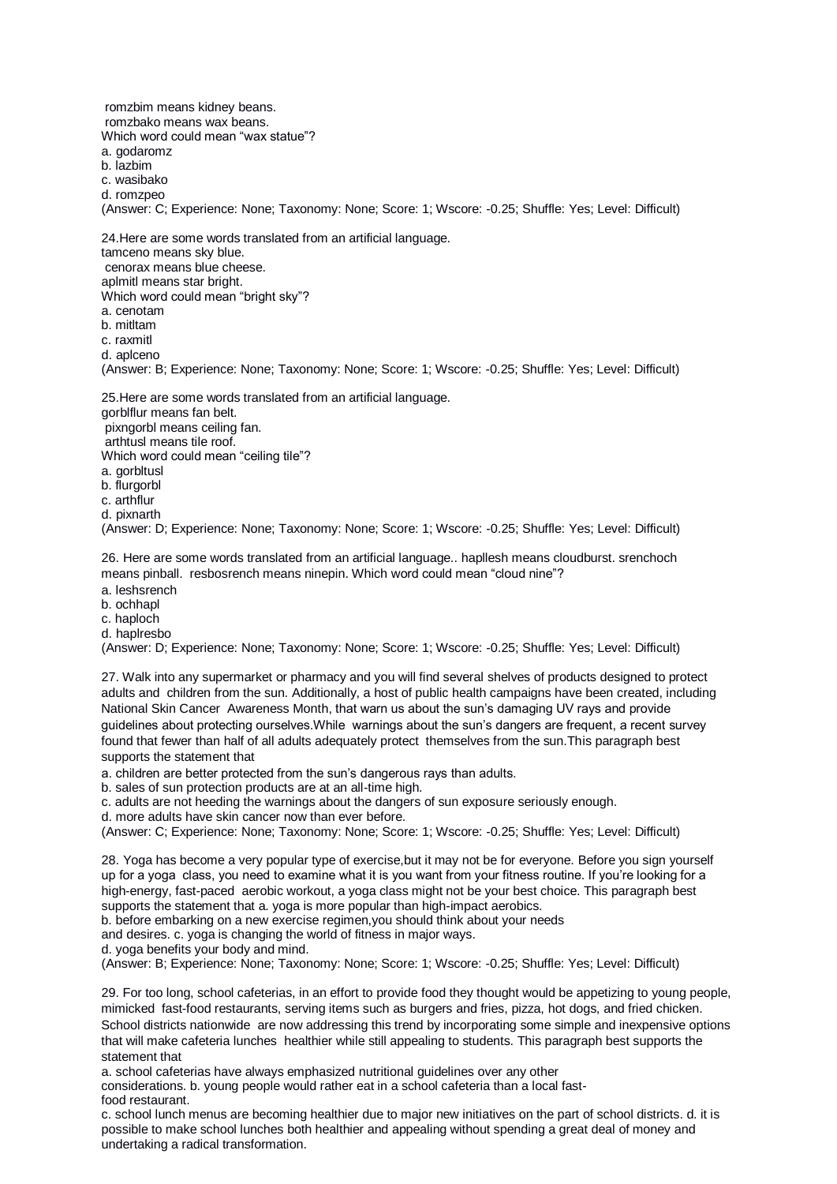romzbim means kidney beans.
romzbako means wax beans.
Which word could mean “wax statue”?
a. godaromz
b. lazbim
c. wasibako
d. romzpeo
(Answer: C; Experience: None; Taxonomy: None; Score: 1; Wscore: -0.25; Shuffle: Yes; Level: Difficult)

24.Here are some words translated from an artificial language.
tamceno means sky blue.
cenorax means blue cheese.
aplmitl means star bright.
Which word could mean “bright sky”?
a. cenotam
b. mitltam
c. raxmitl
d. aplceno
(Answer: B; Experience: None; Taxonomy: None; Score: 1; Wscore: -0.25; Shuffle: Yes; Level: Difficult)

25.Here are some words translated from an artificial language.
gorblflur means fan belt.
pixngorbl means ceiling fan.
arthtusl means tile roof.
Which word could mean “ceiling tile”?
a. gorbltusl
b. flurgorbl
c. arthflur
d. pixnarth
(Answer: D; Experience: None; Taxonomy: None; Score: 1; Wscore: -0.25; Shuffle: Yes; Level: Difficult)

26. Here are some words translated from an artificial language.. hapllesh means cloudburst. srenchoch means pinball. resbosrench means ninepin. Which word could mean “cloud nine”?
a. leshsrench
b. ochhapl
c. haploch
d. haplresbo
(Answer: D; Experience: None; Taxonomy: None; Score: 1; Wscore: -0.25; Shuffle: Yes; Level: Difficult)

27. Walk into any supermarket or pharmacy and you will find several shelves of products designed to protect adults and children from the sun. Additionally, a host of public health campaigns have been created, including National Skin Cancer Awareness Month, that warn us about the sun’s damaging UV rays and provide guidelines about protecting ourselves.While warnings about the sun’s dangers are frequent, a recent survey found that fewer than half of all adults adequately protect themselves from the sun.This paragraph best supports the statement that
a. children are better protected from the sun’s dangerous rays than adults.
b. sales of sun protection products are at an all-time high.
c. adults are not heeding the warnings about the dangers of sun exposure seriously enough.
d. more adults have skin cancer now than ever before.
(Answer: C; Experience: None; Taxonomy: None; Score: 1; Wscore: -0.25; Shuffle: Yes; Level: Difficult)

28. Yoga has become a very popular type of exercise,but it may not be for everyone. Before you sign yourself up for a yoga class, you need to examine what it is you want from your fitness routine. If you’re looking for a high-energy, fast-paced aerobic workout, a yoga class might not be your best choice. This paragraph best supports the statement that a. yoga is more popular than high-impact aerobics.
b. before embarking on a new exercise regimen,you should think about your needs and desires. c. yoga is changing the world of fitness in major ways.
d. yoga benefits your body and mind.
(Answer: B; Experience: None; Taxonomy: None; Score: 1; Wscore: -0.25; Shuffle: Yes; Level: Difficult)

29. For too long, school cafeterias, in an effort to provide food they thought would be appetizing to young people, mimicked fast-food restaurants, serving items such as burgers and fries, pizza, hot dogs, and fried chicken. School districts nationwide are now addressing this trend by incorporating some simple and inexpensive options that will make cafeteria lunches healthier while still appealing to students. This paragraph best supports the statement that
a. school cafeterias have always emphasized nutritional guidelines over any other considerations. b. young people would rather eat in a school cafeteria than a local fast-food restaurant.
c. school lunch menus are becoming healthier due to major new initiatives on the part of school districts. d. it is possible to make school lunches both healthier and appealing without spending a great deal of money and undertaking a radical transformation.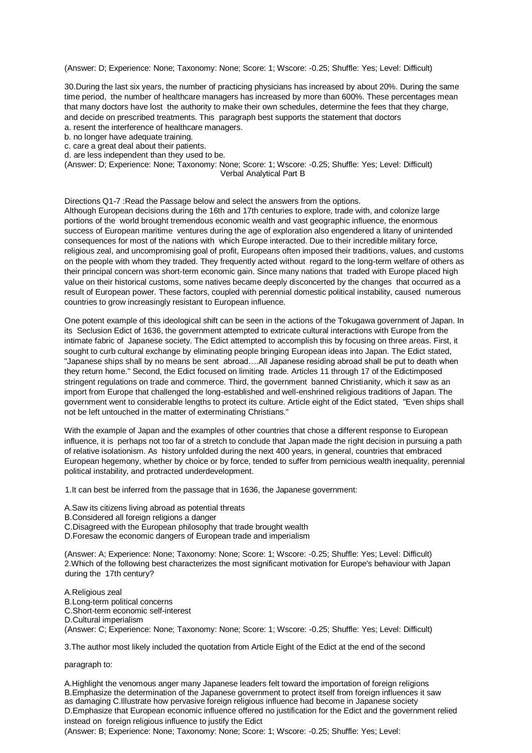(Answer: D; Experience: None; Taxonomy: None; Score: 1; Wscore: -0.25; Shuffle: Yes; Level: Difficult)

30.During the last six years, the number of practicing physicians has increased by about 20%. During the same time period, the number of healthcare managers has increased by more than 600%. These percentages mean that many doctors have lost the authority to make their own schedules, determine the fees that they charge, and decide on prescribed treatments. This paragraph best supports the statement that doctors

a. resent the interference of healthcare managers.
b. no longer have adequate training.
c. care a great deal about their patients.
d. are less independent than they used to be.

(Answer: D; Experience: None; Taxonomy: None; Score: 1; Wscore: -0.25; Shuffle: Yes; Level: Difficult)

## Verbal Analytical Part B

Directions Q1-7 :Read the Passage below and select the answers from the options.

Although European decisions during the 16th and 17th centuries to explore, trade with, and colonize large portions of the world brought tremendous economic wealth and vast geographic influence, the enormous success of European maritime ventures during the age of exploration also engendered a litany of unintended consequences for most of the nations with which Europe interacted. Due to their incredible military force, religious zeal, and uncompromising goal of profit, Europeans often imposed their traditions, values, and customs on the people with whom they traded. They frequently acted without regard to the long-term welfare of others as their principal concern was short-term economic gain. Since many nations that traded with Europe placed high value on their historical customs, some natives became deeply disconcerted by the changes that occurred as a result of European power. These factors, coupled with perennial domestic political instability, caused numerous countries to grow increasingly resistant to European influence.

One potent example of this ideological shift can be seen in the actions of the Tokugawa government of Japan. In its Seclusion Edict of 1636, the government attempted to extricate cultural interactions with Europe from the intimate fabric of Japanese society. The Edict attempted to accomplish this by focusing on three areas. First, it sought to curb cultural exchange by eliminating people bringing European ideas into Japan. The Edict stated, "Japanese ships shall by no means be sent abroad….All Japanese residing abroad shall be put to death when they return home." Second, the Edict focused on limiting trade. Articles 11 through 17 of the Edictimposed stringent regulations on trade and commerce. Third, the government banned Christianity, which it saw as an import from Europe that challenged the long-established and well-enshrined religious traditions of Japan. The government went to considerable lengths to protect its culture. Article eight of the Edict stated, "Even ships shall not be left untouched in the matter of exterminating Christians."

With the example of Japan and the examples of other countries that chose a different response to European influence, it is perhaps not too far of a stretch to conclude that Japan made the right decision in pursuing a path of relative isolationism. As history unfolded during the next 400 years, in general, countries that embraced European hegemony, whether by choice or by force, tended to suffer from pernicious wealth inequality, perennial political instability, and protracted underdevelopment.

1.It can best be inferred from the passage that in 1636, the Japanese government:

A.Saw its citizens living abroad as potential threats
B.Considered all foreign religions a danger
C.Disagreed with the European philosophy that trade brought wealth
D.Foresaw the economic dangers of European trade and imperialism

(Answer: A; Experience: None; Taxonomy: None; Score: 1; Wscore: -0.25; Shuffle: Yes; Level: Difficult)

2.Which of the following best characterizes the most significant motivation for Europe's behaviour with Japan during the 17th century?

A.Religious zeal
B.Long-term political concerns
C.Short-term economic self-interest
D.Cultural imperialism

(Answer: C; Experience: None; Taxonomy: None; Score: 1; Wscore: -0.25; Shuffle: Yes; Level: Difficult)

3.The author most likely included the quotation from Article Eight of the Edict at the end of the second paragraph to:

A.Highlight the venomous anger many Japanese leaders felt toward the importation of foreign religions
B.Emphasize the determination of the Japanese government to protect itself from foreign influences it saw as damaging
C.Illustrate how pervasive foreign religious influence had become in Japanese society
D.Emphasize that European economic influence offered no justification for the Edict and the government relied instead on foreign religious influence to justify the Edict

(Answer: B; Experience: None; Taxonomy: None; Score: 1; Wscore: -0.25; Shuffle: Yes; Level: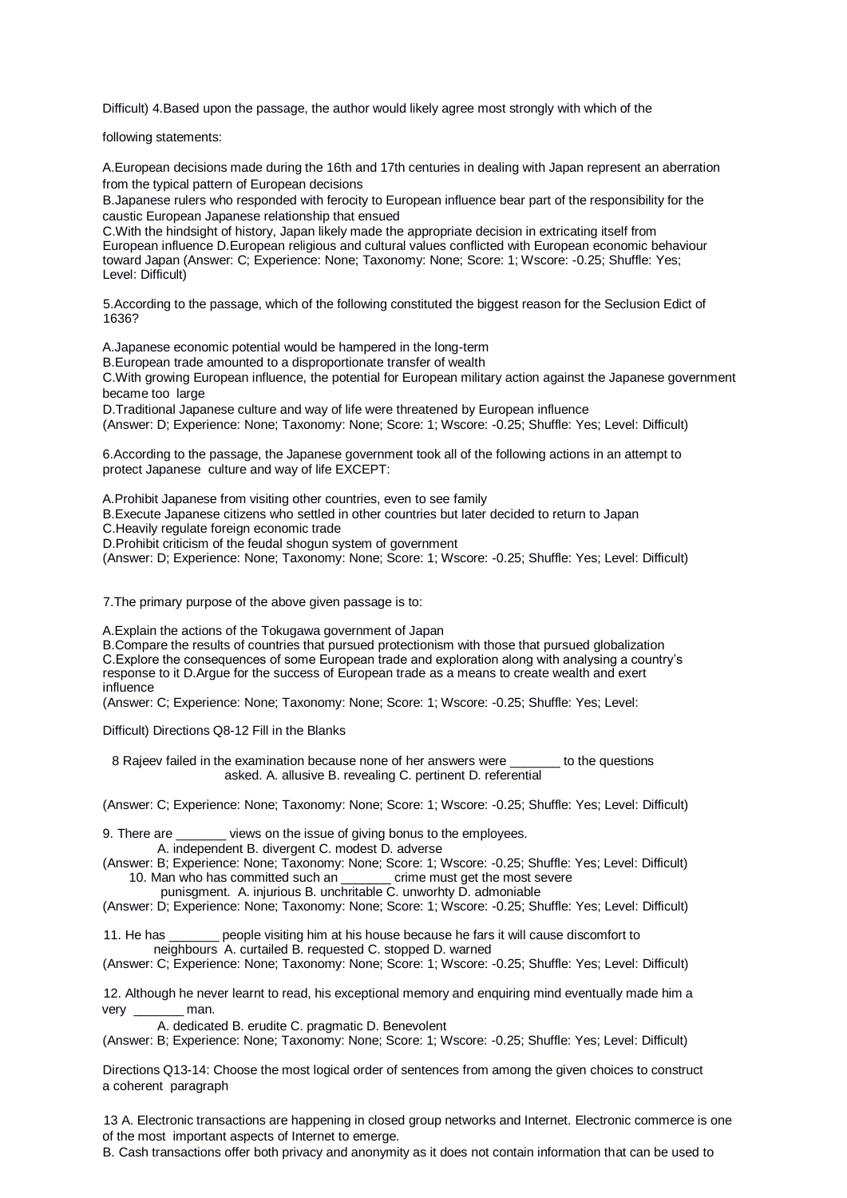Difficult) 4.Based upon the passage, the author would likely agree most strongly with which of the

following statements:

A.European decisions made during the 16th and 17th centuries in dealing with Japan represent an aberration from the typical pattern of European decisions
B.Japanese rulers who responded with ferocity to European influence bear part of the responsibility for the caustic European Japanese relationship that ensued
C.With the hindsight of history, Japan likely made the appropriate decision in extricating itself from European influence D.European religious and cultural values conflicted with European economic behaviour toward Japan (Answer: C; Experience: None; Taxonomy: None; Score: 1; Wscore: -0.25; Shuffle: Yes; Level: Difficult)

5.According to the passage, which of the following constituted the biggest reason for the Seclusion Edict of 1636?

A.Japanese economic potential would be hampered in the long-term
B.European trade amounted to a disproportionate transfer of wealth
C.With growing European influence, the potential for European military action against the Japanese government became too large
D.Traditional Japanese culture and way of life were threatened by European influence
(Answer: D; Experience: None; Taxonomy: None; Score: 1; Wscore: -0.25; Shuffle: Yes; Level: Difficult)

6.According to the passage, the Japanese government took all of the following actions in an attempt to protect Japanese culture and way of life EXCEPT:

A.Prohibit Japanese from visiting other countries, even to see family
B.Execute Japanese citizens who settled in other countries but later decided to return to Japan
C.Heavily regulate foreign economic trade
D.Prohibit criticism of the feudal shogun system of government
(Answer: D; Experience: None; Taxonomy: None; Score: 1; Wscore: -0.25; Shuffle: Yes; Level: Difficult)

7.The primary purpose of the above given passage is to:

A.Explain the actions of the Tokugawa government of Japan
B.Compare the results of countries that pursued protectionism with those that pursued globalization
C.Explore the consequences of some European trade and exploration along with analysing a country's response to it D.Argue for the success of European trade as a means to create wealth and exert influence
(Answer: C; Experience: None; Taxonomy: None; Score: 1; Wscore: -0.25; Shuffle: Yes; Level:

Difficult) Directions Q8-12 Fill in the Blanks

8 Rajeev failed in the examination because none of her answers were _______ to the questions asked. A. allusive B. revealing C. pertinent D. referential

(Answer: C; Experience: None; Taxonomy: None; Score: 1; Wscore: -0.25; Shuffle: Yes; Level: Difficult)

9. There are _______ views on the issue of giving bonus to the employees.
A. independent B. divergent C. modest D. adverse
(Answer: B; Experience: None; Taxonomy: None; Score: 1; Wscore: -0.25; Shuffle: Yes; Level: Difficult)
10. Man who has committed such an _______ crime must get the most severe punisgment. A. injurious B. unchritable C. unworhty D. admoniable
(Answer: D; Experience: None; Taxonomy: None; Score: 1; Wscore: -0.25; Shuffle: Yes; Level: Difficult)

11. He has _______ people visiting him at his house because he fars it will cause discomfort to neighbours A. curtailed B. requested C. stopped D. warned
(Answer: C; Experience: None; Taxonomy: None; Score: 1; Wscore: -0.25; Shuffle: Yes; Level: Difficult)

12. Although he never learnt to read, his exceptional memory and enquiring mind eventually made him a very _______ man.
A. dedicated B. erudite C. pragmatic D. Benevolent
(Answer: B; Experience: None; Taxonomy: None; Score: 1; Wscore: -0.25; Shuffle: Yes; Level: Difficult)

Directions Q13-14: Choose the most logical order of sentences from among the given choices to construct a coherent paragraph

13 A. Electronic transactions are happening in closed group networks and Internet. Electronic commerce is one of the most important aspects of Internet to emerge.
B. Cash transactions offer both privacy and anonymity as it does not contain information that can be used to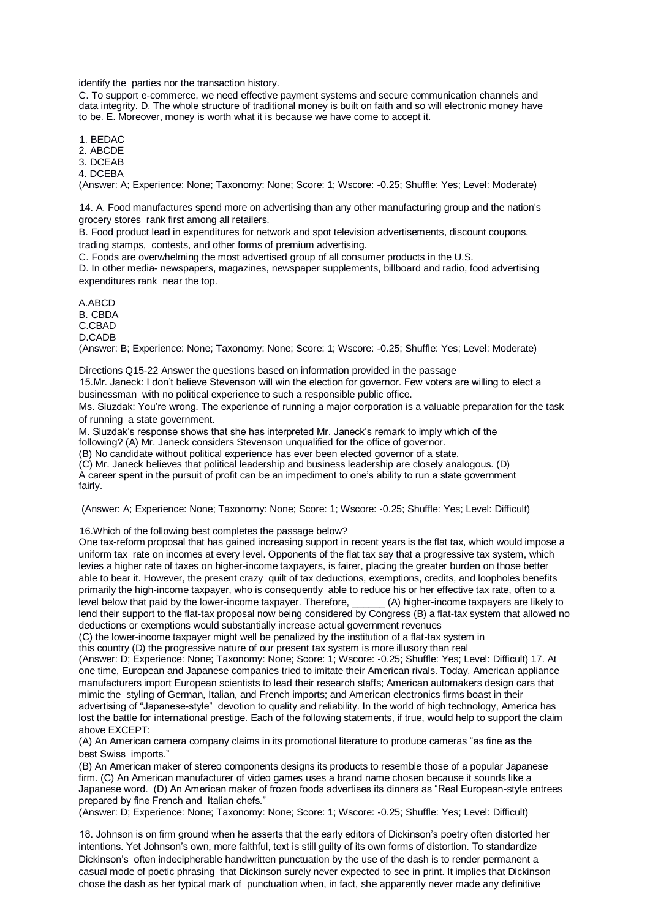identify the parties nor the transaction history.

C. To support e-commerce, we need effective payment systems and secure communication channels and data integrity. D. The whole structure of traditional money is built on faith and so will electronic money have to be. E. Moreover, money is worth what it is because we have come to accept it.

1. BEDAC
2. ABCDE
3. DCEAB
4. DCEBA

(Answer: A; Experience: None; Taxonomy: None; Score: 1; Wscore: -0.25; Shuffle: Yes; Level: Moderate)

14. A. Food manufactures spend more on advertising than any other manufacturing group and the nation's grocery stores rank first among all retailers.

B. Food product lead in expenditures for network and spot television advertisements, discount coupons, trading stamps, contests, and other forms of premium advertising.

C. Foods are overwhelming the most advertised group of all consumer products in the U.S.

D. In other media- newspapers, magazines, newspaper supplements, billboard and radio, food advertising expenditures rank near the top.

A.ABCD
B. CBDA
C.CBAD
D.CADB

(Answer: B; Experience: None; Taxonomy: None; Score: 1; Wscore: -0.25; Shuffle: Yes; Level: Moderate)

Directions Q15-22 Answer the questions based on information provided in the passage

15.Mr. Janeck: I don't believe Stevenson will win the election for governor. Few voters are willing to elect a businessman with no political experience to such a responsible public office.

Ms. Siuzdak: You're wrong. The experience of running a major corporation is a valuable preparation for the task of running a state government.

M. Siuzdak's response shows that she has interpreted Mr. Janeck's remark to imply which of the following? (A) Mr. Janeck considers Stevenson unqualified for the office of governor.

(B) No candidate without political experience has ever been elected governor of a state.

(C) Mr. Janeck believes that political leadership and business leadership are closely analogous. (D) A career spent in the pursuit of profit can be an impediment to one's ability to run a state government fairly.

(Answer: A; Experience: None; Taxonomy: None; Score: 1; Wscore: -0.25; Shuffle: Yes; Level: Difficult)

16.Which of the following best completes the passage below?

One tax-reform proposal that has gained increasing support in recent years is the flat tax, which would impose a uniform tax rate on incomes at every level. Opponents of the flat tax say that a progressive tax system, which levies a higher rate of taxes on higher-income taxpayers, is fairer, placing the greater burden on those better able to bear it. However, the present crazy quilt of tax deductions, exemptions, credits, and loopholes benefits primarily the high-income taxpayer, who is consequently able to reduce his or her effective tax rate, often to a level below that paid by the lower-income taxpayer. Therefore, ______ (A) higher-income taxpayers are likely to lend their support to the flat-tax proposal now being considered by Congress (B) a flat-tax system that allowed no deductions or exemptions would substantially increase actual government revenues

(C) the lower-income taxpayer might well be penalized by the institution of a flat-tax system in this country (D) the progressive nature of our present tax system is more illusory than real

(Answer: D; Experience: None; Taxonomy: None; Score: 1; Wscore: -0.25; Shuffle: Yes; Level: Difficult) 17. At one time, European and Japanese companies tried to imitate their American rivals. Today, American appliance manufacturers import European scientists to lead their research staffs; American automakers design cars that mimic the styling of German, Italian, and French imports; and American electronics firms boast in their advertising of "Japanese-style" devotion to quality and reliability. In the world of high technology, America has lost the battle for international prestige. Each of the following statements, if true, would help to support the claim above EXCEPT:

(A) An American camera company claims in its promotional literature to produce cameras "as fine as the best Swiss imports."

(B) An American maker of stereo components designs its products to resemble those of a popular Japanese firm. (C) An American manufacturer of video games uses a brand name chosen because it sounds like a Japanese word. (D) An American maker of frozen foods advertises its dinners as "Real European-style entrees prepared by fine French and Italian chefs."

(Answer: D; Experience: None; Taxonomy: None; Score: 1; Wscore: -0.25; Shuffle: Yes; Level: Difficult)

18. Johnson is on firm ground when he asserts that the early editors of Dickinson's poetry often distorted her intentions. Yet Johnson's own, more faithful, text is still guilty of its own forms of distortion. To standardize Dickinson's often indecipherable handwritten punctuation by the use of the dash is to render permanent a casual mode of poetic phrasing that Dickinson surely never expected to see in print. It implies that Dickinson chose the dash as her typical mark of punctuation when, in fact, she apparently never made any definitive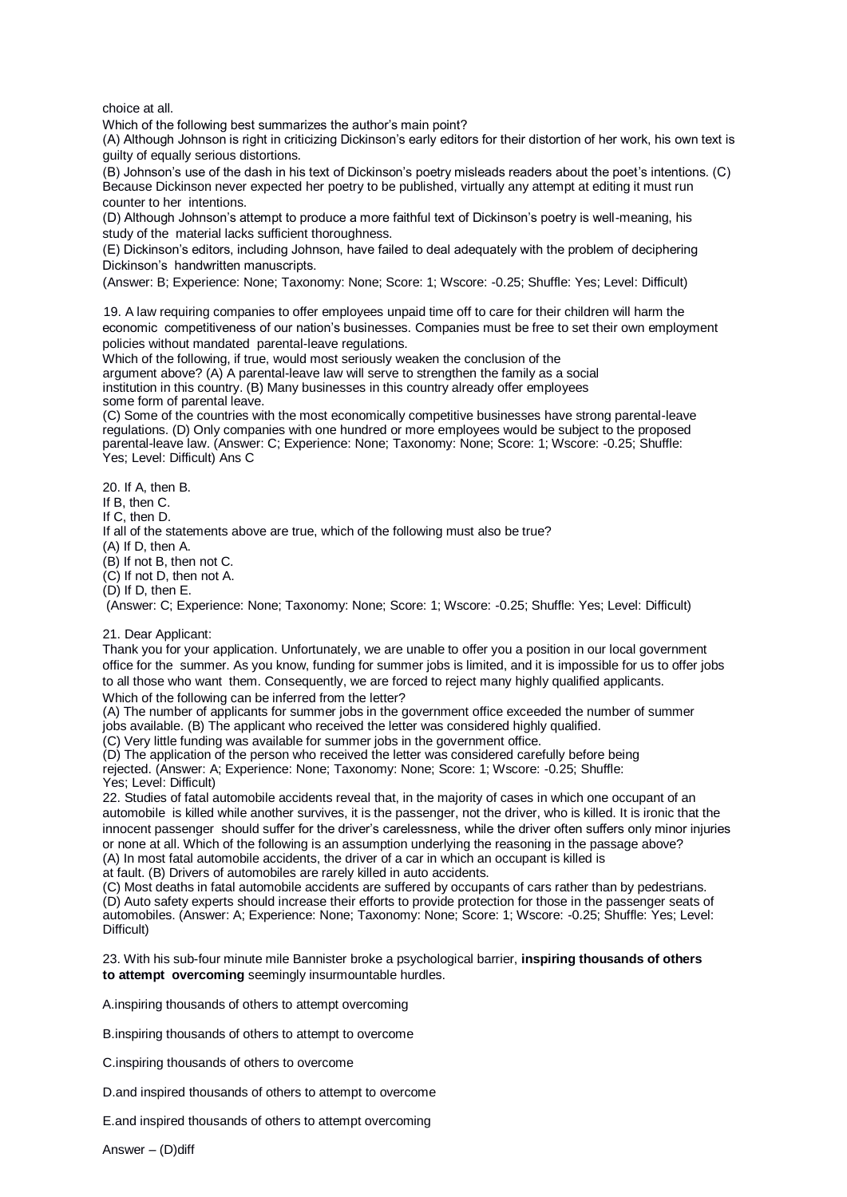choice at all.

Which of the following best summarizes the author's main point?

(A) Although Johnson is right in criticizing Dickinson's early editors for their distortion of her work, his own text is guilty of equally serious distortions.

(B) Johnson's use of the dash in his text of Dickinson's poetry misleads readers about the poet's intentions. (C) Because Dickinson never expected her poetry to be published, virtually any attempt at editing it must run counter to her intentions.

(D) Although Johnson's attempt to produce a more faithful text of Dickinson's poetry is well-meaning, his study of the material lacks sufficient thoroughness.

(E) Dickinson's editors, including Johnson, have failed to deal adequately with the problem of deciphering Dickinson's handwritten manuscripts.

(Answer: B; Experience: None; Taxonomy: None; Score: 1; Wscore: -0.25; Shuffle: Yes; Level: Difficult)

19. A law requiring companies to offer employees unpaid time off to care for their children will harm the economic competitiveness of our nation's businesses. Companies must be free to set their own employment policies without mandated parental-leave regulations.

Which of the following, if true, would most seriously weaken the conclusion of the argument above? (A) A parental-leave law will serve to strengthen the family as a social institution in this country. (B) Many businesses in this country already offer employees some form of parental leave.

(C) Some of the countries with the most economically competitive businesses have strong parental-leave regulations. (D) Only companies with one hundred or more employees would be subject to the proposed parental-leave law. (Answer: C; Experience: None; Taxonomy: None; Score: 1; Wscore: -0.25; Shuffle: Yes; Level: Difficult) Ans C

20. If A, then B.

If B, then C.

If C, then D.

If all of the statements above are true, which of the following must also be true?

(A) If D, then A.

(B) If not B, then not C.

(C) If not D, then not A.

(D) If D, then E.

(Answer: C; Experience: None; Taxonomy: None; Score: 1; Wscore: -0.25; Shuffle: Yes; Level: Difficult)

21. Dear Applicant:

Thank you for your application. Unfortunately, we are unable to offer you a position in our local government office for the summer. As you know, funding for summer jobs is limited, and it is impossible for us to offer jobs to all those who want them. Consequently, we are forced to reject many highly qualified applicants.

Which of the following can be inferred from the letter?

(A) The number of applicants for summer jobs in the government office exceeded the number of summer jobs available. (B) The applicant who received the letter was considered highly qualified.

(C) Very little funding was available for summer jobs in the government office.

(D) The application of the person who received the letter was considered carefully before being rejected. (Answer: A; Experience: None; Taxonomy: None; Score: 1; Wscore: -0.25; Shuffle: Yes; Level: Difficult)

22. Studies of fatal automobile accidents reveal that, in the majority of cases in which one occupant of an automobile is killed while another survives, it is the passenger, not the driver, who is killed. It is ironic that the innocent passenger should suffer for the driver's carelessness, while the driver often suffers only minor injuries or none at all. Which of the following is an assumption underlying the reasoning in the passage above?

(A) In most fatal automobile accidents, the driver of a car in which an occupant is killed is at fault. (B) Drivers of automobiles are rarely killed in auto accidents.

(C) Most deaths in fatal automobile accidents are suffered by occupants of cars rather than by pedestrians.

(D) Auto safety experts should increase their efforts to provide protection for those in the passenger seats of automobiles. (Answer: A; Experience: None; Taxonomy: None; Score: 1; Wscore: -0.25; Shuffle: Yes; Level: Difficult)

23. With his sub-four minute mile Bannister broke a psychological barrier, **inspiring thousands of others to attempt overcoming** seemingly insurmountable hurdles.

A.inspiring thousands of others to attempt overcoming

B.inspiring thousands of others to attempt to overcome

C.inspiring thousands of others to overcome

D.and inspired thousands of others to attempt to overcome

E.and inspired thousands of others to attempt overcoming

Answer – (D)diff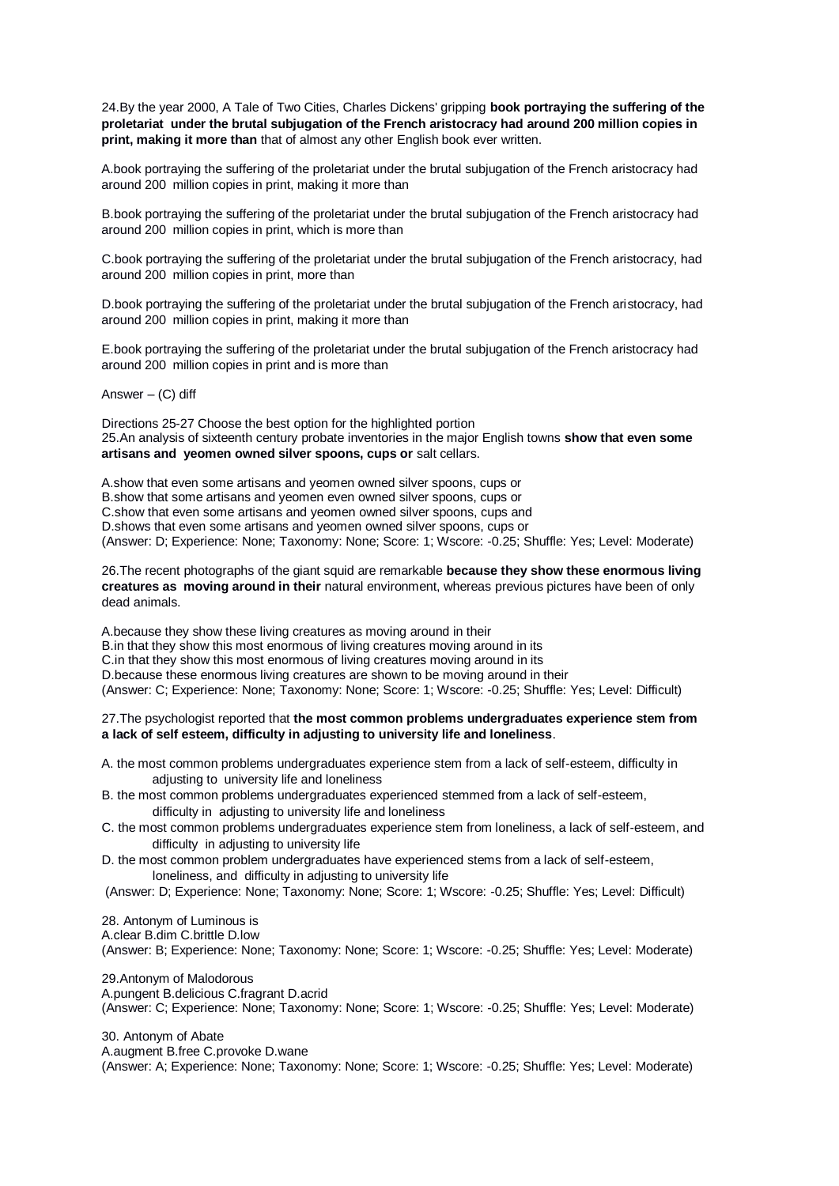24.By the year 2000, A Tale of Two Cities, Charles Dickens' gripping **book portraying the suffering of the proletariat under the brutal subjugation of the French aristocracy had around 200 million copies in print, making it more than** that of almost any other English book ever written.

A.book portraying the suffering of the proletariat under the brutal subjugation of the French aristocracy had around 200 million copies in print, making it more than

B.book portraying the suffering of the proletariat under the brutal subjugation of the French aristocracy had around 200 million copies in print, which is more than

C.book portraying the suffering of the proletariat under the brutal subjugation of the French aristocracy, had around 200 million copies in print, more than

D.book portraying the suffering of the proletariat under the brutal subjugation of the French aristocracy, had around 200 million copies in print, making it more than

E.book portraying the suffering of the proletariat under the brutal subjugation of the French aristocracy had around 200 million copies in print and is more than

Answer – (C) diff

Directions 25-27 Choose the best option for the highlighted portion

25.An analysis of sixteenth century probate inventories in the major English towns **show that even some artisans and yeomen owned silver spoons, cups or** salt cellars.

A.show that even some artisans and yeomen owned silver spoons, cups or
B.show that some artisans and yeomen even owned silver spoons, cups or
C.show that even some artisans and yeomen owned silver spoons, cups and
D.shows that even some artisans and yeomen owned silver spoons, cups or
(Answer: D; Experience: None; Taxonomy: None; Score: 1; Wscore: -0.25; Shuffle: Yes; Level: Moderate)

26.The recent photographs of the giant squid are remarkable **because they show these enormous living creatures as moving around in their** natural environment, whereas previous pictures have been of only dead animals.

A.because they show these living creatures as moving around in their
B.in that they show this most enormous of living creatures moving around in its
C.in that they show this most enormous of living creatures moving around in its
D.because these enormous living creatures are shown to be moving around in their
(Answer: C; Experience: None; Taxonomy: None; Score: 1; Wscore: -0.25; Shuffle: Yes; Level: Difficult)

27.The psychologist reported that **the most common problems undergraduates experience stem from a lack of self esteem, difficulty in adjusting to university life and loneliness**.

A. the most common problems undergraduates experience stem from a lack of self-esteem, difficulty in adjusting to university life and loneliness
B. the most common problems undergraduates experienced stemmed from a lack of self-esteem, difficulty in adjusting to university life and loneliness
C. the most common problems undergraduates experience stem from loneliness, a lack of self-esteem, and difficulty in adjusting to university life
D. the most common problem undergraduates have experienced stems from a lack of self-esteem, loneliness, and difficulty in adjusting to university life
(Answer: D; Experience: None; Taxonomy: None; Score: 1; Wscore: -0.25; Shuffle: Yes; Level: Difficult)

28. Antonym of Luminous is
A.clear B.dim C.brittle D.low
(Answer: B; Experience: None; Taxonomy: None; Score: 1; Wscore: -0.25; Shuffle: Yes; Level: Moderate)

29.Antonym of Malodorous
A.pungent B.delicious C.fragrant D.acrid
(Answer: C; Experience: None; Taxonomy: None; Score: 1; Wscore: -0.25; Shuffle: Yes; Level: Moderate)

30. Antonym of Abate
A.augment B.free C.provoke D.wane
(Answer: A; Experience: None; Taxonomy: None; Score: 1; Wscore: -0.25; Shuffle: Yes; Level: Moderate)